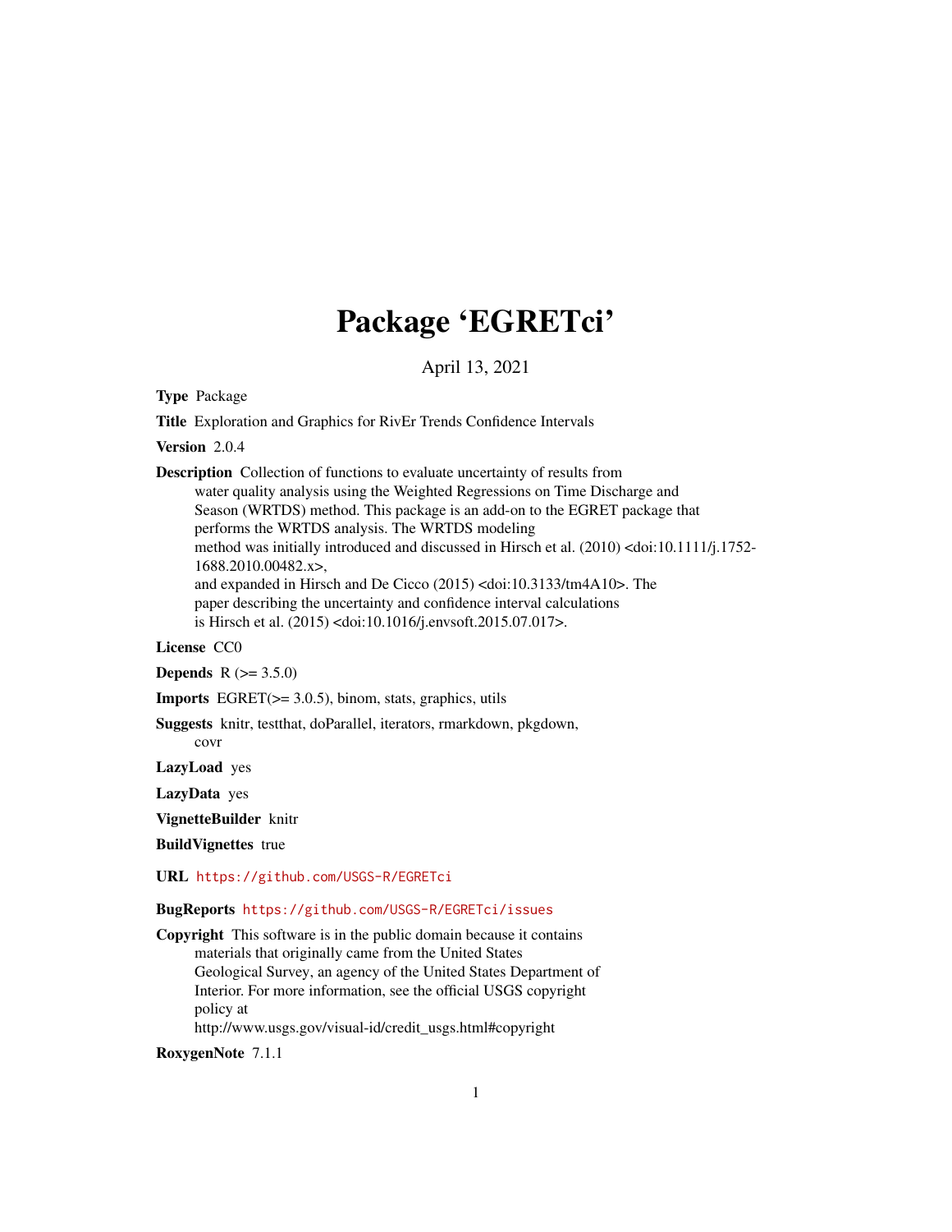# Package 'EGRETci'

April 13, 2021

**Type** Package

**Title** Exploration and Graphics for RivEr Trends Confidence Intervals

**Version** 2.0.4

**Description** Collection of functions to evaluate uncertainty of results from water quality analysis using the Weighted Regressions on Time Discharge and Season (WRTDS) method. This package is an add-on to the EGRET package that performs the WRTDS analysis. The WRTDS modeling method was initially introduced and discussed in Hirsch et al. (2010) <doi:10.1111/j.1752-1688.2010.00482.x>, and expanded in Hirsch and De Cicco (2015) <doi:10.3133/tm4A10>. The paper describing the uncertainty and confidence interval calculations is Hirsch et al. (2015) <doi:10.1016/j.envsoft.2015.07.017>.

**License** CC0

**Depends** R (>= 3.5.0)

**Imports** EGRET(>= 3.0.5), binom, stats, graphics, utils

**Suggests** knitr, testthat, doParallel, iterators, rmarkdown, pkgdown, covr

**LazyLoad** yes

**LazyData** yes

**VignetteBuilder** knitr

**BuildVignettes** true

**URL** https://github.com/USGS-R/EGRETci

**BugReports** https://github.com/USGS-R/EGRETci/issues

**Copyright** This software is in the public domain because it contains materials that originally came from the United States Geological Survey, an agency of the United States Department of Interior. For more information, see the official USGS copyright policy at http://www.usgs.gov/visual-id/credit_usgs.html#copyright

**RoxygenNote** 7.1.1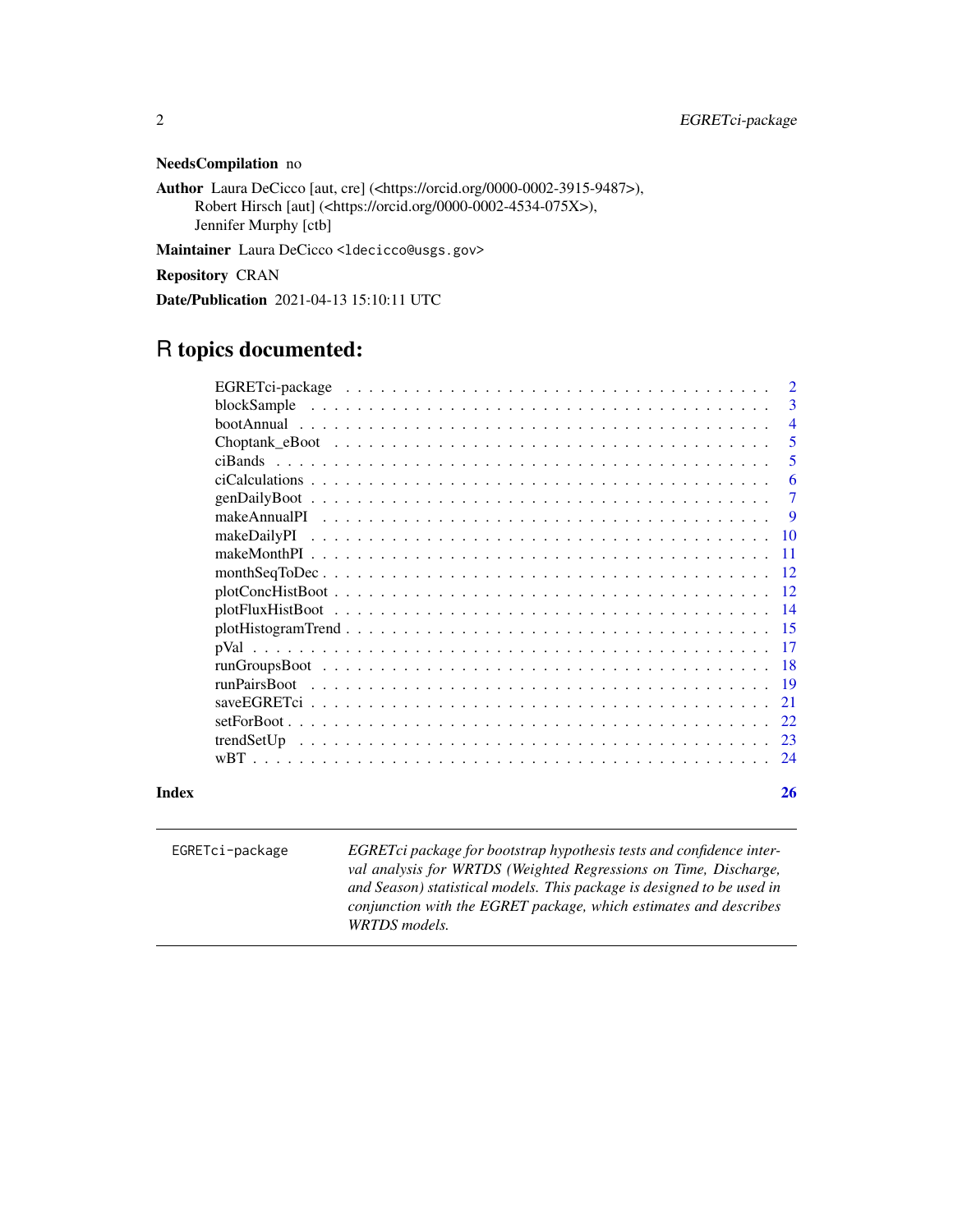**NeedsCompilation** no

**Author** Laura DeCicco [aut, cre] (<https://orcid.org/0000-0002-3915-9487>),
Robert Hirsch [aut] (<https://orcid.org/0000-0002-4534-075X>),
Jennifer Murphy [ctb]

**Maintainer** Laura DeCicco <ldecicco@usgs.gov>

**Repository** CRAN

**Date/Publication** 2021-04-13 15:10:11 UTC

# R topics documented:

| Topic | Page |
|---|---|
| EGRETci-package | 2 |
| blockSample | 3 |
| bootAnnual | 4 |
| Choptank_eBoot | 5 |
| ciBands | 5 |
| ciCalculations | 6 |
| genDailyBoot | 7 |
| makeAnnualPI | 9 |
| makeDailyPI | 10 |
| makeMonthPI | 11 |
| monthSeqToDec | 12 |
| plotConcHistBoot | 12 |
| plotFluxHistBoot | 14 |
| plotHistogramTrend | 15 |
| pVal | 17 |
| runGroupsBoot | 18 |
| runPairsBoot | 19 |
| saveEGRETci | 21 |
| setForBoot | 22 |
| trendSetUp | 23 |
| wBT | 24 |
| **Index** | **26** |

---

`EGRETci-package` *EGRETci package for bootstrap hypothesis tests and confidence interval analysis for WRTDS (Weighted Regressions on Time, Discharge, and Season) statistical models. This package is designed to be used in conjunction with the EGRET package, which estimates and describes WRTDS models.*

---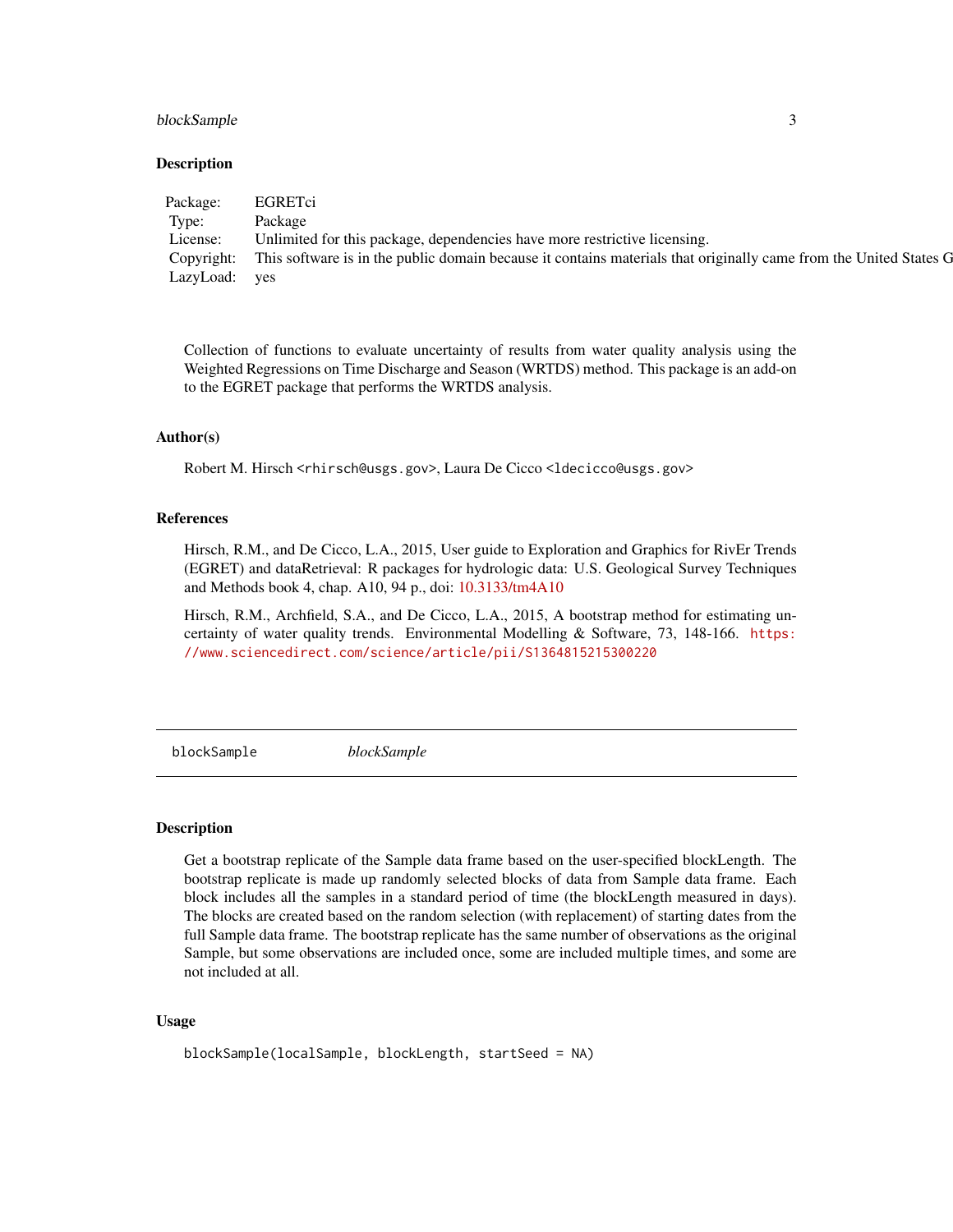## Description

| | |
|---|---|
| Package: | EGRETci |
| Type: | Package |
| License: | Unlimited for this package, dependencies have more restrictive licensing. |
| Copyright: | This software is in the public domain because it contains materials that originally came from the United States G |
| LazyLoad: | yes |

Collection of functions to evaluate uncertainty of results from water quality analysis using the Weighted Regressions on Time Discharge and Season (WRTDS) method. This package is an add-on to the EGRET package that performs the WRTDS analysis.

## Author(s)

Robert M. Hirsch <rhirsch@usgs.gov>, Laura De Cicco <ldecicco@usgs.gov>

## References

Hirsch, R.M., and De Cicco, L.A., 2015, User guide to Exploration and Graphics for RivEr Trends (EGRET) and dataRetrieval: R packages for hydrologic data: U.S. Geological Survey Techniques and Methods book 4, chap. A10, 94 p., doi: 10.3133/tm4A10

Hirsch, R.M., Archfield, S.A., and De Cicco, L.A., 2015, A bootstrap method for estimating uncertainty of water quality trends. Environmental Modelling & Software, 73, 148-166. https://www.sciencedirect.com/science/article/pii/S1364815215300220

---

# blockSample — *blockSample*

## Description

Get a bootstrap replicate of the Sample data frame based on the user-specified blockLength. The bootstrap replicate is made up randomly selected blocks of data from Sample data frame. Each block includes all the samples in a standard period of time (the blockLength measured in days). The blocks are created based on the random selection (with replacement) of starting dates from the full Sample data frame. The bootstrap replicate has the same number of observations as the original Sample, but some observations are included once, some are included multiple times, and some are not included at all.

## Usage

```
blockSample(localSample, blockLength, startSeed = NA)
```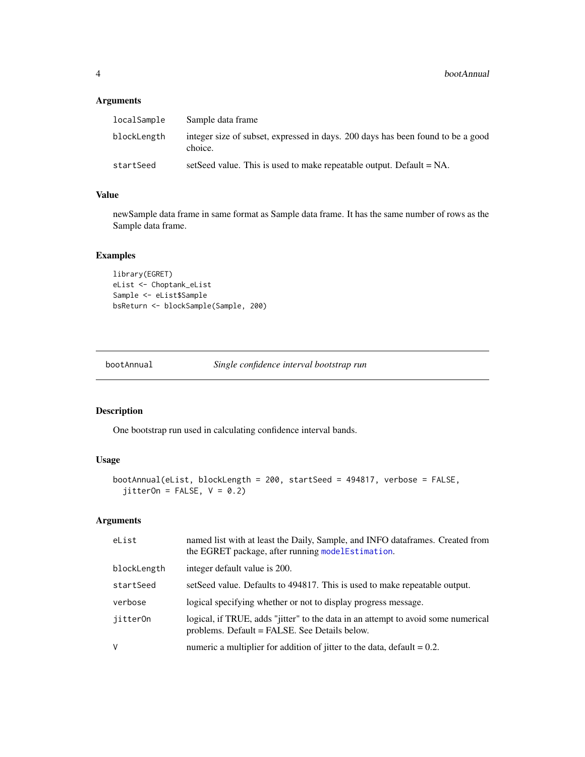## Arguments

| | |
|---|---|
| localSample | Sample data frame |
| blockLength | integer size of subset, expressed in days. 200 days has been found to be a good choice. |
| startSeed | setSeed value. This is used to make repeatable output. Default = NA. |

## Value

newSample data frame in same format as Sample data frame. It has the same number of rows as the Sample data frame.

## Examples

```
library(EGRET)
eList <- Choptank_eList
Sample <- eList$Sample
bsReturn <- blockSample(Sample, 200)
```

---

# bootAnnual *Single confidence interval bootstrap run*

---

## Description

One bootstrap run used in calculating confidence interval bands.

## Usage

```
bootAnnual(eList, blockLength = 200, startSeed = 494817, verbose = FALSE,
  jitterOn = FALSE, V = 0.2)
```

## Arguments

| | |
|---|---|
| eList | named list with at least the Daily, Sample, and INFO dataframes. Created from the EGRET package, after running modelEstimation. |
| blockLength | integer default value is 200. |
| startSeed | setSeed value. Defaults to 494817. This is used to make repeatable output. |
| verbose | logical specifying whether or not to display progress message. |
| jitterOn | logical, if TRUE, adds "jitter" to the data in an attempt to avoid some numerical problems. Default = FALSE. See Details below. |
| V | numeric a multiplier for addition of jitter to the data, default = 0.2. |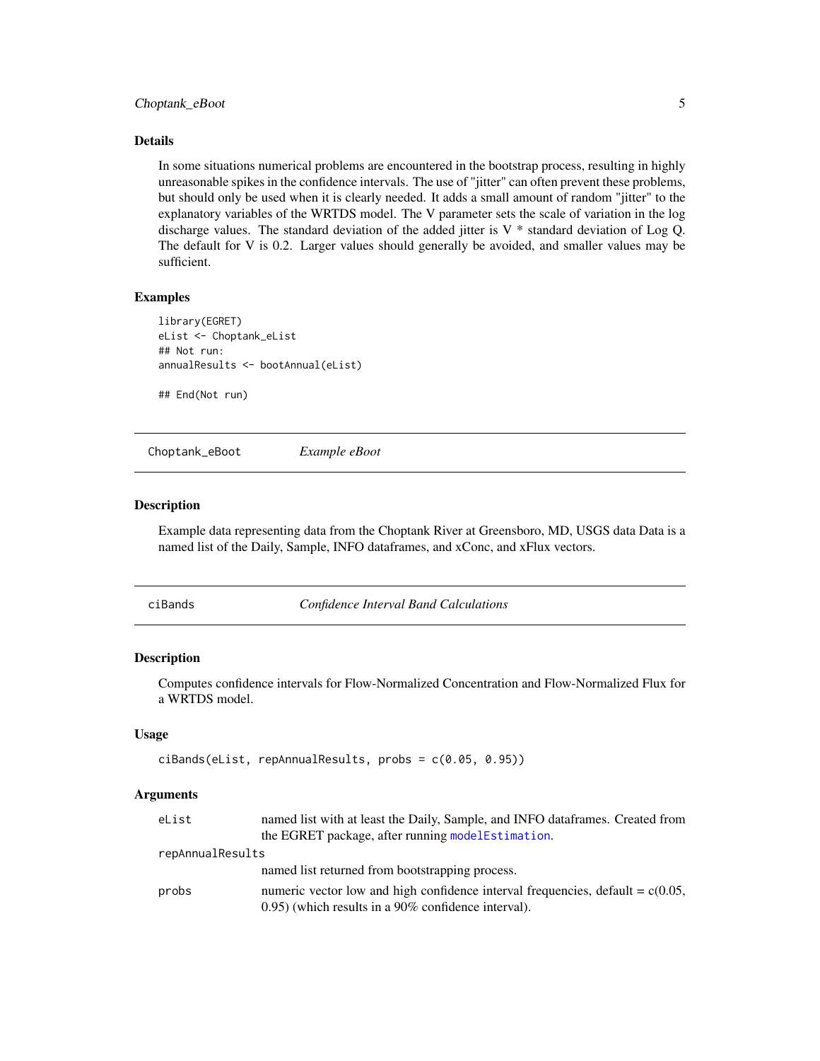### Details

In some situations numerical problems are encountered in the bootstrap process, resulting in highly unreasonable spikes in the confidence intervals. The use of "jitter" can often prevent these problems, but should only be used when it is clearly needed. It adds a small amount of random "jitter" to the explanatory variables of the WRTDS model. The V parameter sets the scale of variation in the log discharge values. The standard deviation of the added jitter is V * standard deviation of Log Q. The default for V is 0.2. Larger values should generally be avoided, and smaller values may be sufficient.

### Examples

```
library(EGRET)
eList <- Choptank_eList
## Not run:
annualResults <- bootAnnual(eList)

## End(Not run)
```

---

## Choptank_eBoot *Example eBoot*

### Description

Example data representing data from the Choptank River at Greensboro, MD, USGS data Data is a named list of the Daily, Sample, INFO dataframes, and xConc, and xFlux vectors.

---

## ciBands *Confidence Interval Band Calculations*

### Description

Computes confidence intervals for Flow-Normalized Concentration and Flow-Normalized Flux for a WRTDS model.

### Usage

```
ciBands(eList, repAnnualResults, probs = c(0.05, 0.95))
```

### Arguments

| | |
|---|---|
| eList | named list with at least the Daily, Sample, and INFO dataframes. Created from the EGRET package, after running modelEstimation. |
| repAnnualResults | named list returned from bootstrapping process. |
| probs | numeric vector low and high confidence interval frequencies, default = c(0.05, 0.95) (which results in a 90% confidence interval). |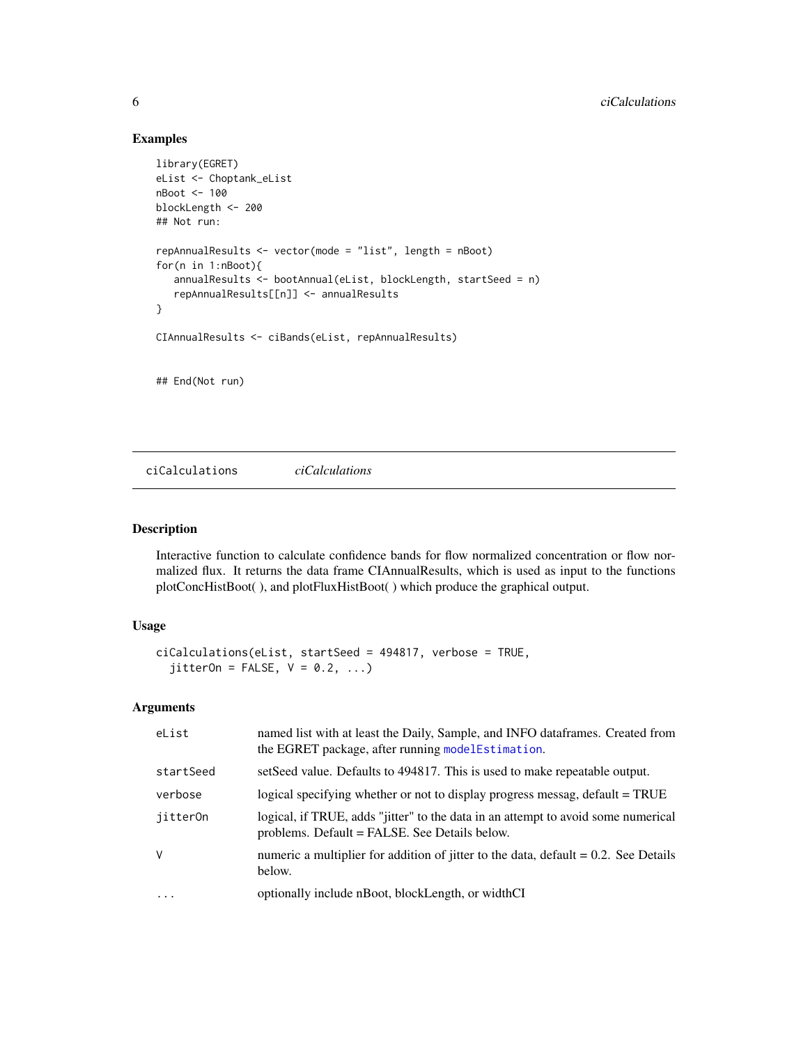## Examples

```
library(EGRET)
eList <- Choptank_eList
nBoot <- 100
blockLength <- 200
## Not run:

repAnnualResults <- vector(mode = "list", length = nBoot)
for(n in 1:nBoot){
   annualResults <- bootAnnual(eList, blockLength, startSeed = n)
   repAnnualResults[[n]] <- annualResults
}

CIAnnualResults <- ciBands(eList, repAnnualResults)


## End(Not run)
```

---

# ciCalculations *ciCalculations*

---

## Description

Interactive function to calculate confidence bands for flow normalized concentration or flow normalized flux. It returns the data frame CIAnnualResults, which is used as input to the functions plotConcHistBoot( ), and plotFluxHistBoot( ) which produce the graphical output.

## Usage

```
ciCalculations(eList, startSeed = 494817, verbose = TRUE,
  jitterOn = FALSE, V = 0.2, ...)
```

## Arguments

| | |
|---|---|
| eList | named list with at least the Daily, Sample, and INFO dataframes. Created from the EGRET package, after running `modelEstimation`. |
| startSeed | setSeed value. Defaults to 494817. This is used to make repeatable output. |
| verbose | logical specifying whether or not to display progress messag, default = TRUE |
| jitterOn | logical, if TRUE, adds "jitter" to the data in an attempt to avoid some numerical problems. Default = FALSE. See Details below. |
| V | numeric a multiplier for addition of jitter to the data, default = 0.2. See Details below. |
| ... | optionally include nBoot, blockLength, or widthCI |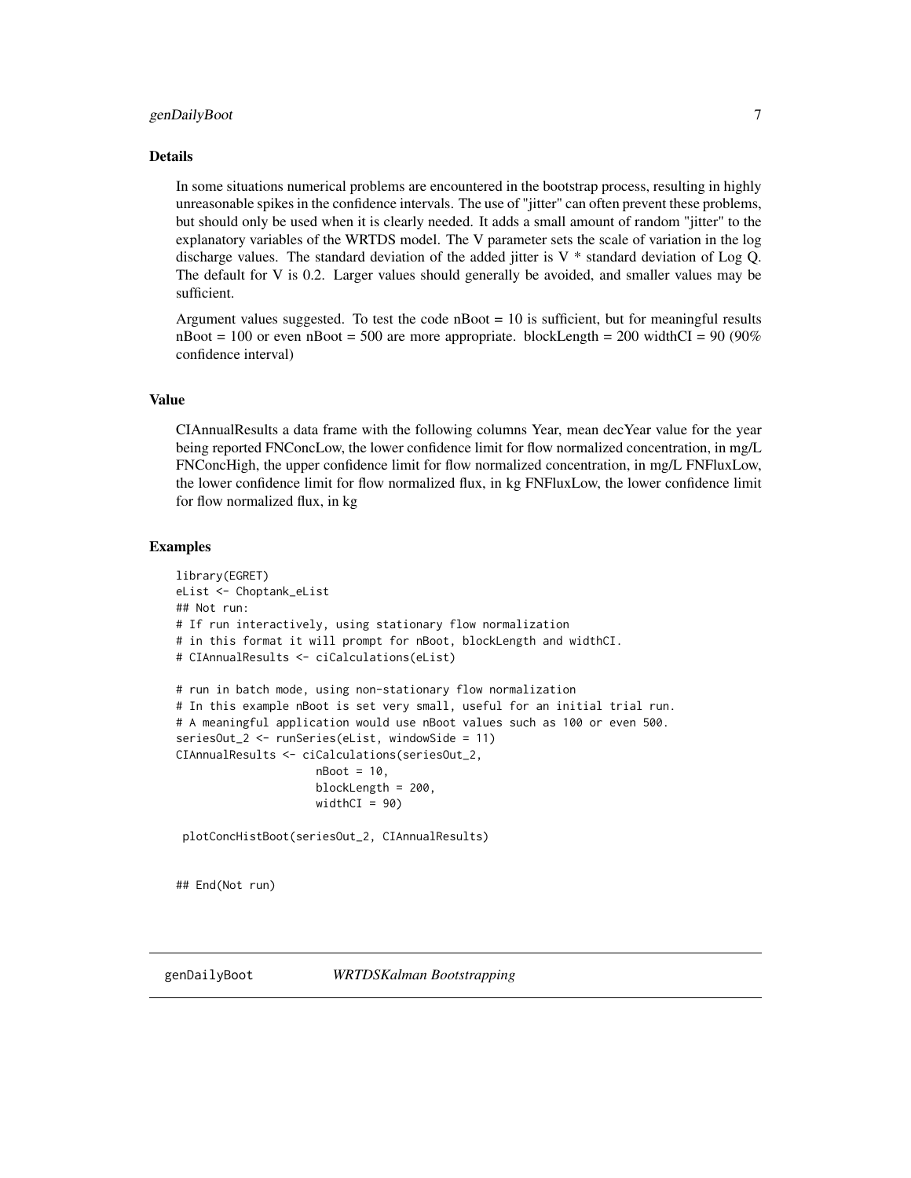### Details

In some situations numerical problems are encountered in the bootstrap process, resulting in highly unreasonable spikes in the confidence intervals. The use of "jitter" can often prevent these problems, but should only be used when it is clearly needed. It adds a small amount of random "jitter" to the explanatory variables of the WRTDS model. The V parameter sets the scale of variation in the log discharge values. The standard deviation of the added jitter is V * standard deviation of Log Q. The default for V is 0.2. Larger values should generally be avoided, and smaller values may be sufficient.

Argument values suggested. To test the code nBoot = 10 is sufficient, but for meaningful results nBoot = 100 or even nBoot = 500 are more appropriate. blockLength = 200 widthCI = 90 (90% confidence interval)

### Value

CIAnnualResults a data frame with the following columns Year, mean decYear value for the year being reported FNConcLow, the lower confidence limit for flow normalized concentration, in mg/L FNConcHigh, the upper confidence limit for flow normalized concentration, in mg/L FNFluxLow, the lower confidence limit for flow normalized flux, in kg FNFluxLow, the lower confidence limit for flow normalized flux, in kg

### Examples

```
library(EGRET)
eList <- Choptank_eList
## Not run:
# If run interactively, using stationary flow normalization
# in this format it will prompt for nBoot, blockLength and widthCI.
# CIAnnualResults <- ciCalculations(eList)

# run in batch mode, using non-stationary flow normalization
# In this example nBoot is set very small, useful for an initial trial run.
# A meaningful application would use nBoot values such as 100 or even 500.
seriesOut_2 <- runSeries(eList, windowSide = 11)
CIAnnualResults <- ciCalculations(seriesOut_2,
                    nBoot = 10,
                    blockLength = 200,
                    widthCI = 90)

 plotConcHistBoot(seriesOut_2, CIAnnualResults)


## End(Not run)
```

## genDailyBoot *WRTDSKalman Bootstrapping*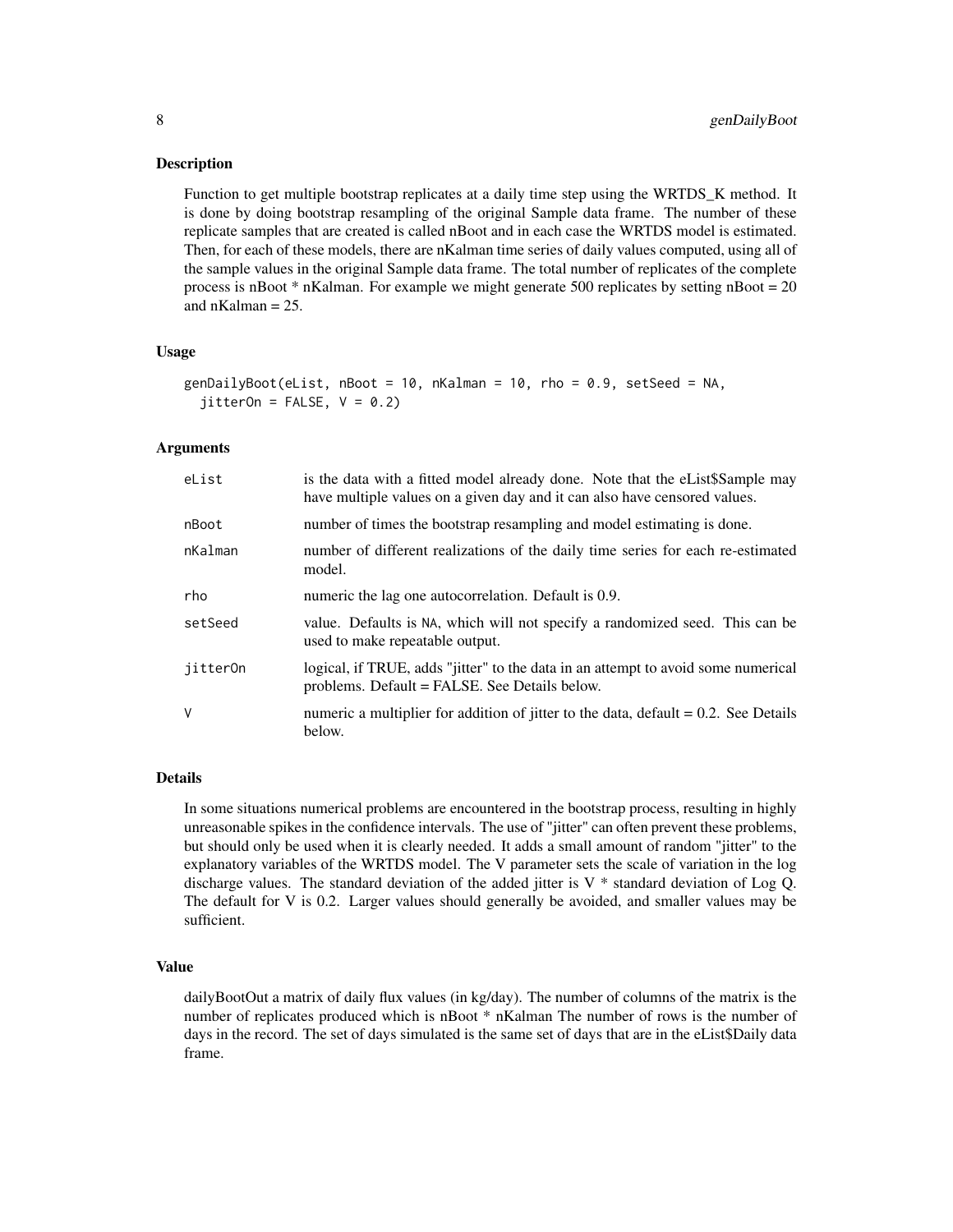### Description

Function to get multiple bootstrap replicates at a daily time step using the WRTDS_K method. It is done by doing bootstrap resampling of the original Sample data frame. The number of these replicate samples that are created is called nBoot and in each case the WRTDS model is estimated. Then, for each of these models, there are nKalman time series of daily values computed, using all of the sample values in the original Sample data frame. The total number of replicates of the complete process is nBoot * nKalman. For example we might generate 500 replicates by setting nBoot = 20 and nKalman = 25.

### Usage

```
genDailyBoot(eList, nBoot = 10, nKalman = 10, rho = 0.9, setSeed = NA,
  jitterOn = FALSE, V = 0.2)
```

### Arguments

| | |
|---|---|
| eList | is the data with a fitted model already done. Note that the eList$Sample may have multiple values on a given day and it can also have censored values. |
| nBoot | number of times the bootstrap resampling and model estimating is done. |
| nKalman | number of different realizations of the daily time series for each re-estimated model. |
| rho | numeric the lag one autocorrelation. Default is 0.9. |
| setSeed | value. Defaults is NA, which will not specify a randomized seed. This can be used to make repeatable output. |
| jitterOn | logical, if TRUE, adds "jitter" to the data in an attempt to avoid some numerical problems. Default = FALSE. See Details below. |
| V | numeric a multiplier for addition of jitter to the data, default = 0.2. See Details below. |

### Details

In some situations numerical problems are encountered in the bootstrap process, resulting in highly unreasonable spikes in the confidence intervals. The use of "jitter" can often prevent these problems, but should only be used when it is clearly needed. It adds a small amount of random "jitter" to the explanatory variables of the WRTDS model. The V parameter sets the scale of variation in the log discharge values. The standard deviation of the added jitter is V * standard deviation of Log Q. The default for V is 0.2. Larger values should generally be avoided, and smaller values may be sufficient.

### Value

dailyBootOut a matrix of daily flux values (in kg/day). The number of columns of the matrix is the number of replicates produced which is nBoot * nKalman The number of rows is the number of days in the record. The set of days simulated is the same set of days that are in the eList$Daily data frame.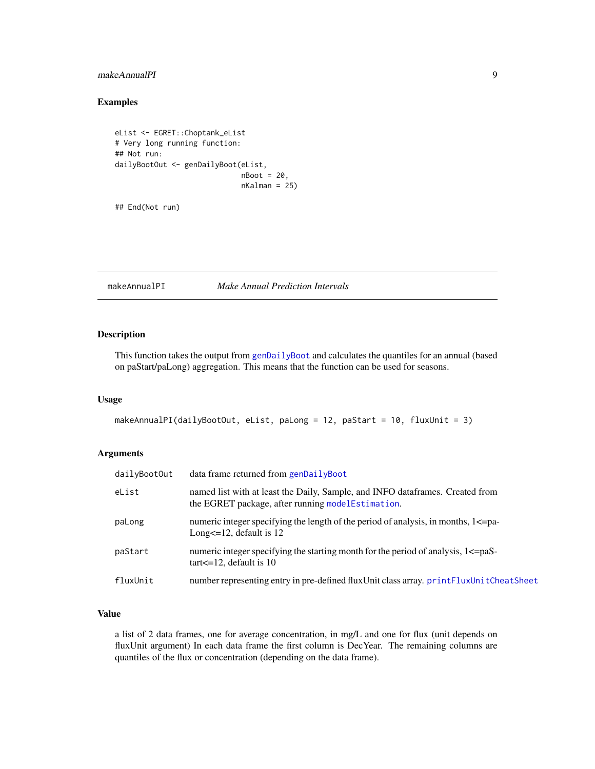## Examples

```
eList <- EGRET::Choptank_eList
# Very long running function:
## Not run:
dailyBootOut <- genDailyBoot(eList,
                             nBoot = 20,
                             nKalman = 25)

## End(Not run)
```

---

# makeAnnualPI    *Make Annual Prediction Intervals*

---

## Description

This function takes the output from genDailyBoot and calculates the quantiles for an annual (based on paStart/paLong) aggregation. This means that the function can be used for seasons.

## Usage

```
makeAnnualPI(dailyBootOut, eList, paLong = 12, paStart = 10, fluxUnit = 3)
```

## Arguments

| | |
|---|---|
| dailyBootOut | data frame returned from genDailyBoot |
| eList | named list with at least the Daily, Sample, and INFO dataframes. Created from the EGRET package, after running modelEstimation. |
| paLong | numeric integer specifying the length of the period of analysis, in months, 1<=paLong<=12, default is 12 |
| paStart | numeric integer specifying the starting month for the period of analysis, 1<=paStart<=12, default is 10 |
| fluxUnit | number representing entry in pre-defined fluxUnit class array. printFluxUnitCheatSheet |

## Value

a list of 2 data frames, one for average concentration, in mg/L and one for flux (unit depends on fluxUnit argument) In each data frame the first column is DecYear. The remaining columns are quantiles of the flux or concentration (depending on the data frame).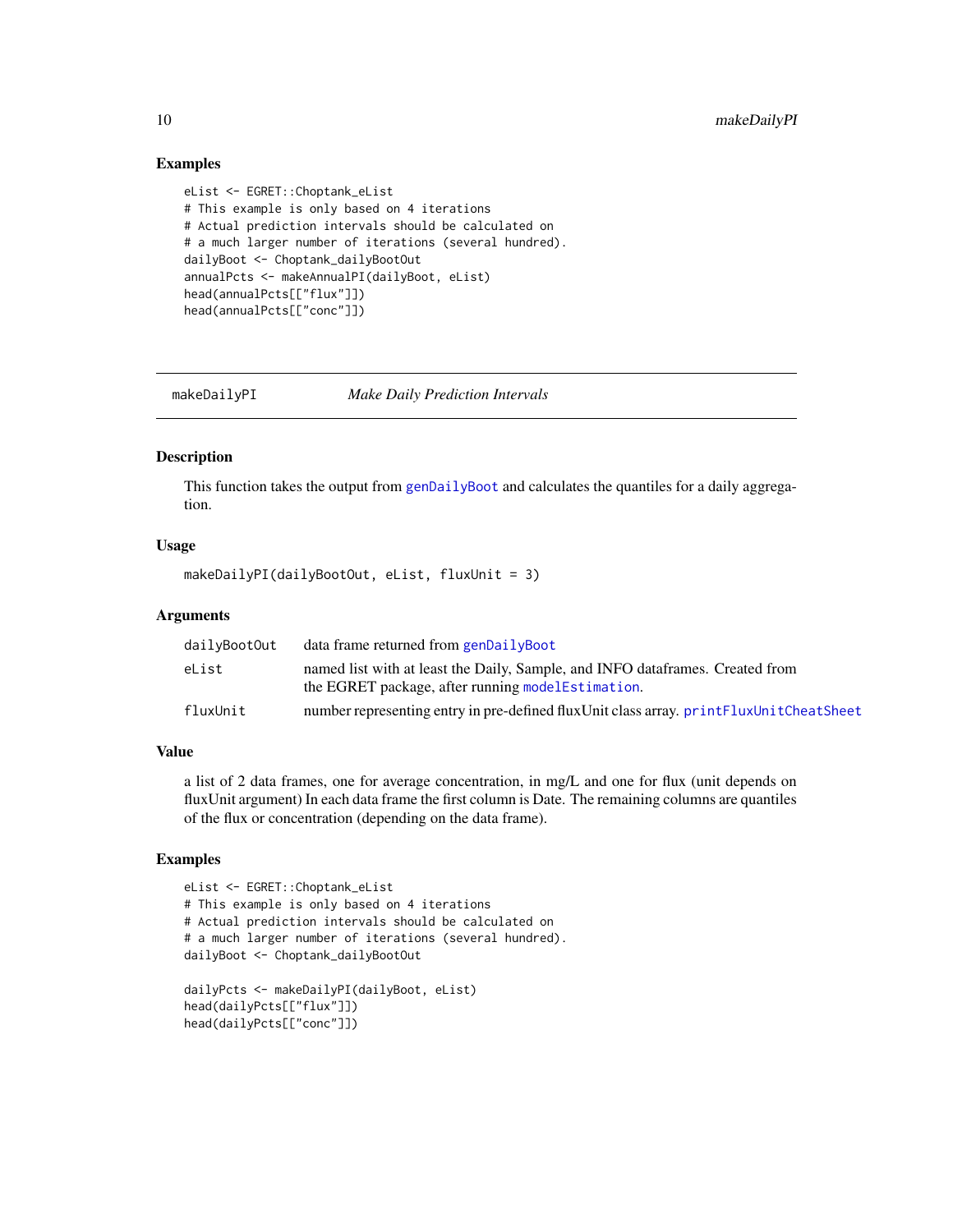### Examples

```
eList <- EGRET::Choptank_eList
# This example is only based on 4 iterations
# Actual prediction intervals should be calculated on
# a much larger number of iterations (several hundred).
dailyBoot <- Choptank_dailyBootOut
annualPcts <- makeAnnualPI(dailyBoot, eList)
head(annualPcts[["flux"]])
head(annualPcts[["conc"]])
```

---

## makeDailyPI — *Make Daily Prediction Intervals*

### Description

This function takes the output from genDailyBoot and calculates the quantiles for a daily aggregation.

### Usage

```
makeDailyPI(dailyBootOut, eList, fluxUnit = 3)
```

### Arguments

| | |
|---|---|
| dailyBootOut | data frame returned from genDailyBoot |
| eList | named list with at least the Daily, Sample, and INFO dataframes. Created from the EGRET package, after running modelEstimation. |
| fluxUnit | number representing entry in pre-defined fluxUnit class array. printFluxUnitCheatSheet |

### Value

a list of 2 data frames, one for average concentration, in mg/L and one for flux (unit depends on fluxUnit argument) In each data frame the first column is Date. The remaining columns are quantiles of the flux or concentration (depending on the data frame).

### Examples

```
eList <- EGRET::Choptank_eList
# This example is only based on 4 iterations
# Actual prediction intervals should be calculated on
# a much larger number of iterations (several hundred).
dailyBoot <- Choptank_dailyBootOut

dailyPcts <- makeDailyPI(dailyBoot, eList)
head(dailyPcts[["flux"]])
head(dailyPcts[["conc"]])
```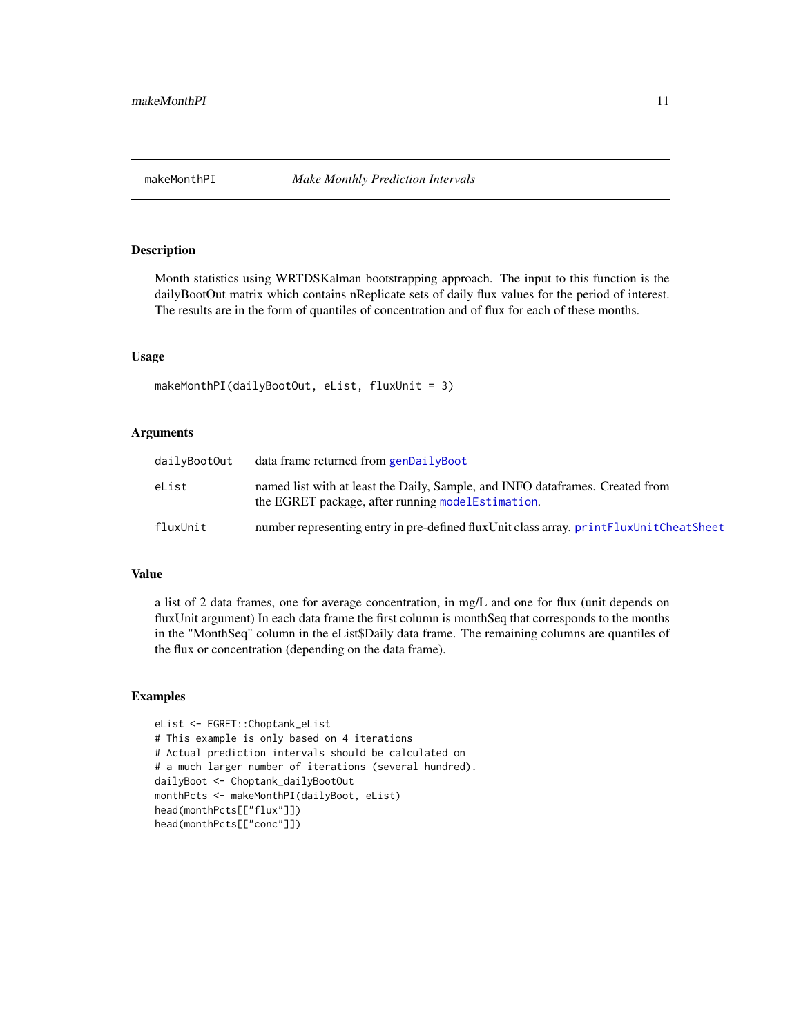## makeMonthPI — *Make Monthly Prediction Intervals*

### Description

Month statistics using WRTDSKalman bootstrapping approach. The input to this function is the dailyBootOut matrix which contains nReplicate sets of daily flux values for the period of interest. The results are in the form of quantiles of concentration and of flux for each of these months.

### Usage

```
makeMonthPI(dailyBootOut, eList, fluxUnit = 3)
```

### Arguments

| | |
|---|---|
| `dailyBootOut` | data frame returned from `genDailyBoot` |
| `eList` | named list with at least the Daily, Sample, and INFO dataframes. Created from the EGRET package, after running `modelEstimation`. |
| `fluxUnit` | number representing entry in pre-defined fluxUnit class array. `printFluxUnitCheatSheet` |

### Value

a list of 2 data frames, one for average concentration, in mg/L and one for flux (unit depends on fluxUnit argument) In each data frame the first column is monthSeq that corresponds to the months in the "MonthSeq" column in the eList$Daily data frame. The remaining columns are quantiles of the flux or concentration (depending on the data frame).

### Examples

```
eList <- EGRET::Choptank_eList
# This example is only based on 4 iterations
# Actual prediction intervals should be calculated on
# a much larger number of iterations (several hundred).
dailyBoot <- Choptank_dailyBootOut
monthPcts <- makeMonthPI(dailyBoot, eList)
head(monthPcts[["flux"]])
head(monthPcts[["conc"]])
```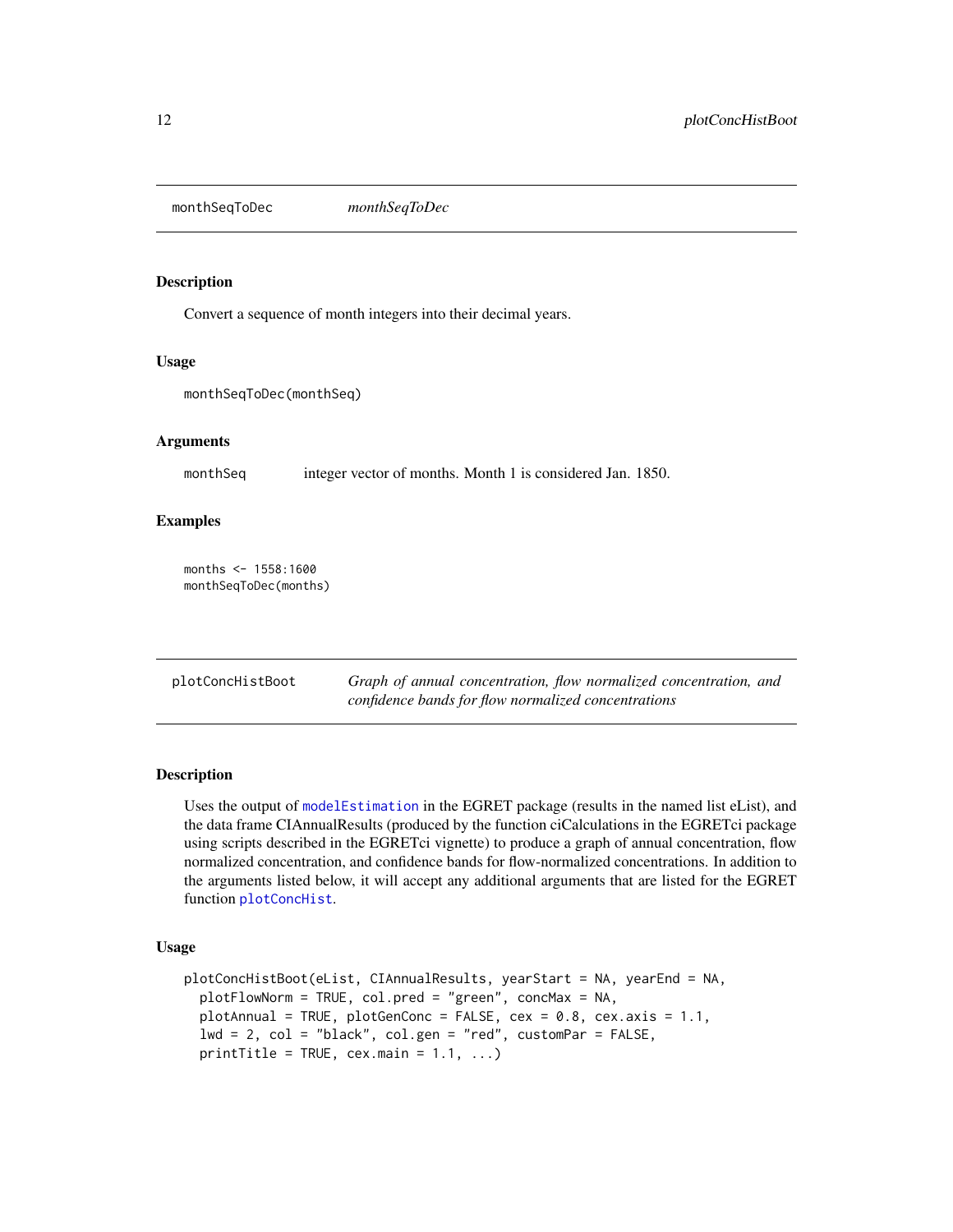## monthSeqToDec — *monthSeqToDec*

### Description

Convert a sequence of month integers into their decimal years.

### Usage

```
monthSeqToDec(monthSeq)
```

### Arguments

| | |
|---|---|
| monthSeq | integer vector of months. Month 1 is considered Jan. 1850. |

### Examples

```
months <- 1558:1600
monthSeqToDec(months)
```

## plotConcHistBoot — *Graph of annual concentration, flow normalized concentration, and confidence bands for flow normalized concentrations*

### Description

Uses the output of modelEstimation in the EGRET package (results in the named list eList), and the data frame CIAnnualResults (produced by the function ciCalculations in the EGRETci package using scripts described in the EGRETci vignette) to produce a graph of annual concentration, flow normalized concentration, and confidence bands for flow-normalized concentrations. In addition to the arguments listed below, it will accept any additional arguments that are listed for the EGRET function plotConcHist.

### Usage

```
plotConcHistBoot(eList, CIAnnualResults, yearStart = NA, yearEnd = NA,
  plotFlowNorm = TRUE, col.pred = "green", concMax = NA,
  plotAnnual = TRUE, plotGenConc = FALSE, cex = 0.8, cex.axis = 1.1,
  lwd = 2, col = "black", col.gen = "red", customPar = FALSE,
  printTitle = TRUE, cex.main = 1.1, ...)
```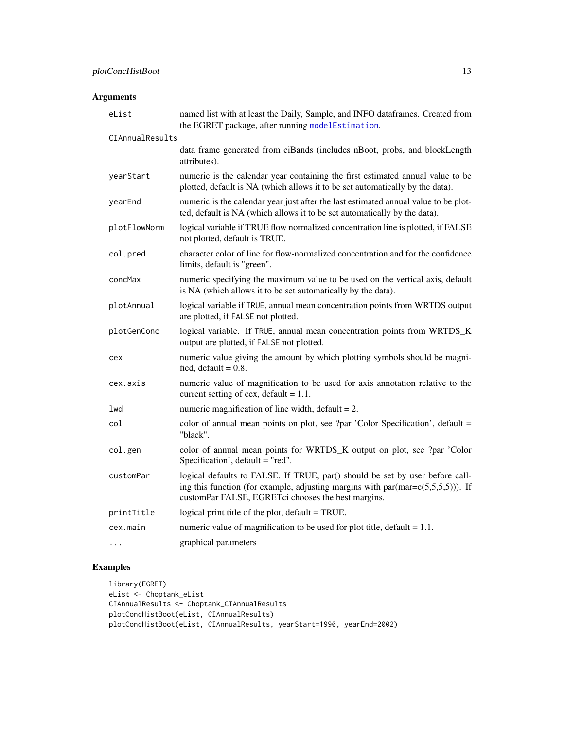## Arguments

| Argument | Description |
|---|---|
| eList | named list with at least the Daily, Sample, and INFO dataframes. Created from the EGRET package, after running modelEstimation. |
| CIAnnualResults | data frame generated from ciBands (includes nBoot, probs, and blockLength attributes). |
| yearStart | numeric is the calendar year containing the first estimated annual value to be plotted, default is NA (which allows it to be set automatically by the data). |
| yearEnd | numeric is the calendar year just after the last estimated annual value to be plotted, default is NA (which allows it to be set automatically by the data). |
| plotFlowNorm | logical variable if TRUE flow normalized concentration line is plotted, if FALSE not plotted, default is TRUE. |
| col.pred | character color of line for flow-normalized concentration and for the confidence limits, default is "green". |
| concMax | numeric specifying the maximum value to be used on the vertical axis, default is NA (which allows it to be set automatically by the data). |
| plotAnnual | logical variable if `TRUE`, annual mean concentration points from WRTDS output are plotted, if `FALSE` not plotted. |
| plotGenConc | logical variable. If `TRUE`, annual mean concentration points from WRTDS_K output are plotted, if `FALSE` not plotted. |
| cex | numeric value giving the amount by which plotting symbols should be magnified, default = 0.8. |
| cex.axis | numeric value of magnification to be used for axis annotation relative to the current setting of cex, default = 1.1. |
| lwd | numeric magnification of line width, default = 2. |
| col | color of annual mean points on plot, see ?par 'Color Specification', default = "black". |
| col.gen | color of annual mean points for WRTDS_K output on plot, see ?par 'Color Specification', default = "red". |
| customPar | logical defaults to FALSE. If TRUE, par() should be set by user before calling this function (for example, adjusting margins with par(mar=c(5,5,5,5))). If customPar FALSE, EGRETci chooses the best margins. |
| printTitle | logical print title of the plot, default = TRUE. |
| cex.main | numeric value of magnification to be used for plot title, default = 1.1. |
| ... | graphical parameters |

## Examples

```
library(EGRET)
eList <- Choptank_eList
CIAnnualResults <- Choptank_CIAnnualResults
plotConcHistBoot(eList, CIAnnualResults)
plotConcHistBoot(eList, CIAnnualResults, yearStart=1990, yearEnd=2002)
```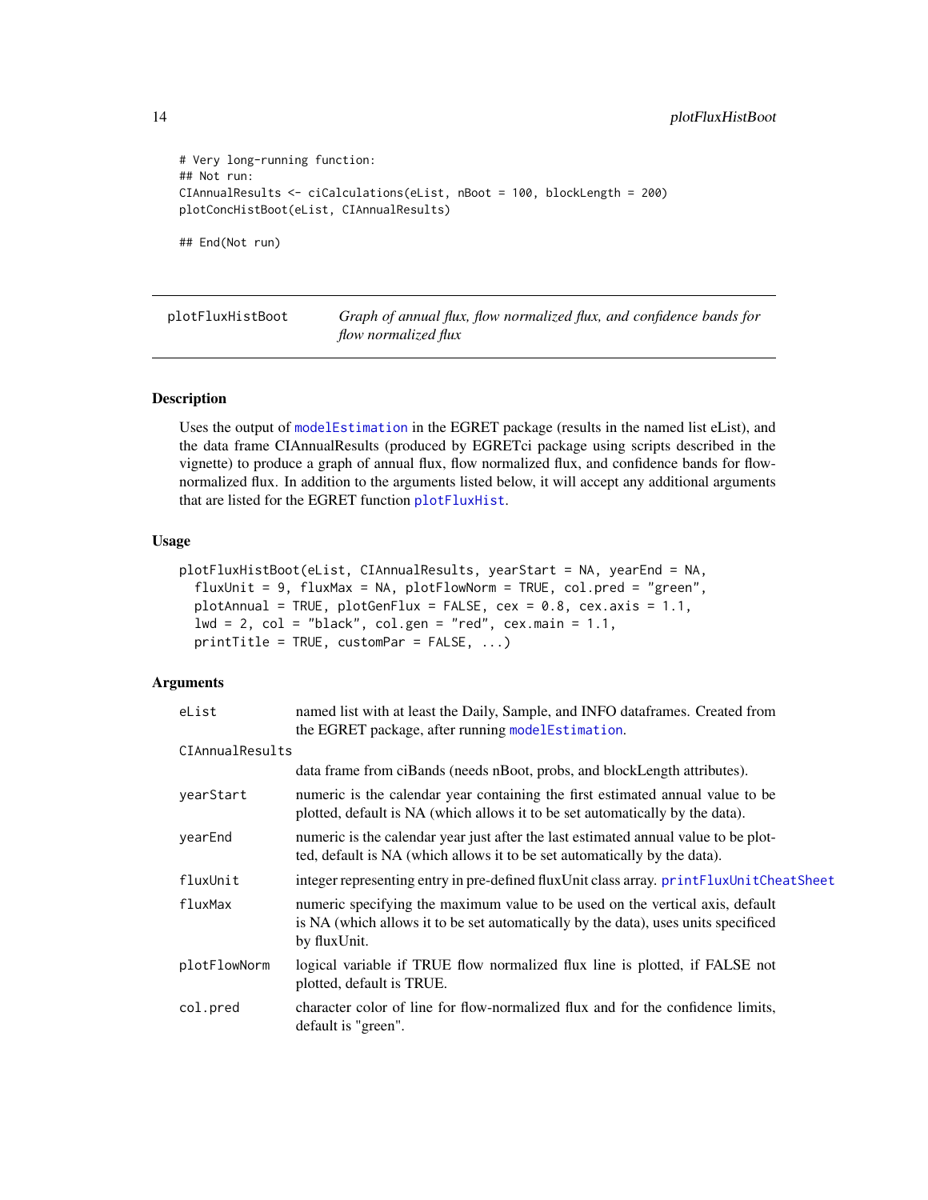```
# Very long-running function:
## Not run:
CIAnnualResults <- ciCalculations(eList, nBoot = 100, blockLength = 200)
plotConcHistBoot(eList, CIAnnualResults)

## End(Not run)
```

## plotFluxHistBoot

*Graph of annual flux, flow normalized flux, and confidence bands for flow normalized flux*

### Description

Uses the output of `modelEstimation` in the EGRET package (results in the named list eList), and the data frame CIAnnualResults (produced by EGRETci package using scripts described in the vignette) to produce a graph of annual flux, flow normalized flux, and confidence bands for flow-normalized flux. In addition to the arguments listed below, it will accept any additional arguments that are listed for the EGRET function `plotFluxHist`.

### Usage

```
plotFluxHistBoot(eList, CIAnnualResults, yearStart = NA, yearEnd = NA,
  fluxUnit = 9, fluxMax = NA, plotFlowNorm = TRUE, col.pred = "green",
  plotAnnual = TRUE, plotGenFlux = FALSE, cex = 0.8, cex.axis = 1.1,
  lwd = 2, col = "black", col.gen = "red", cex.main = 1.1,
  printTitle = TRUE, customPar = FALSE, ...)
```

### Arguments

| | |
|---|---|
| `eList` | named list with at least the Daily, Sample, and INFO dataframes. Created from the EGRET package, after running `modelEstimation`. |
| `CIAnnualResults` | data frame from ciBands (needs nBoot, probs, and blockLength attributes). |
| `yearStart` | numeric is the calendar year containing the first estimated annual value to be plotted, default is NA (which allows it to be set automatically by the data). |
| `yearEnd` | numeric is the calendar year just after the last estimated annual value to be plotted, default is NA (which allows it to be set automatically by the data). |
| `fluxUnit` | integer representing entry in pre-defined fluxUnit class array. `printFluxUnitCheatSheet` |
| `fluxMax` | numeric specifying the maximum value to be used on the vertical axis, default is NA (which allows it to be set automatically by the data), uses units specificed by fluxUnit. |
| `plotFlowNorm` | logical variable if TRUE flow normalized flux line is plotted, if FALSE not plotted, default is TRUE. |
| `col.pred` | character color of line for flow-normalized flux and for the confidence limits, default is "green". |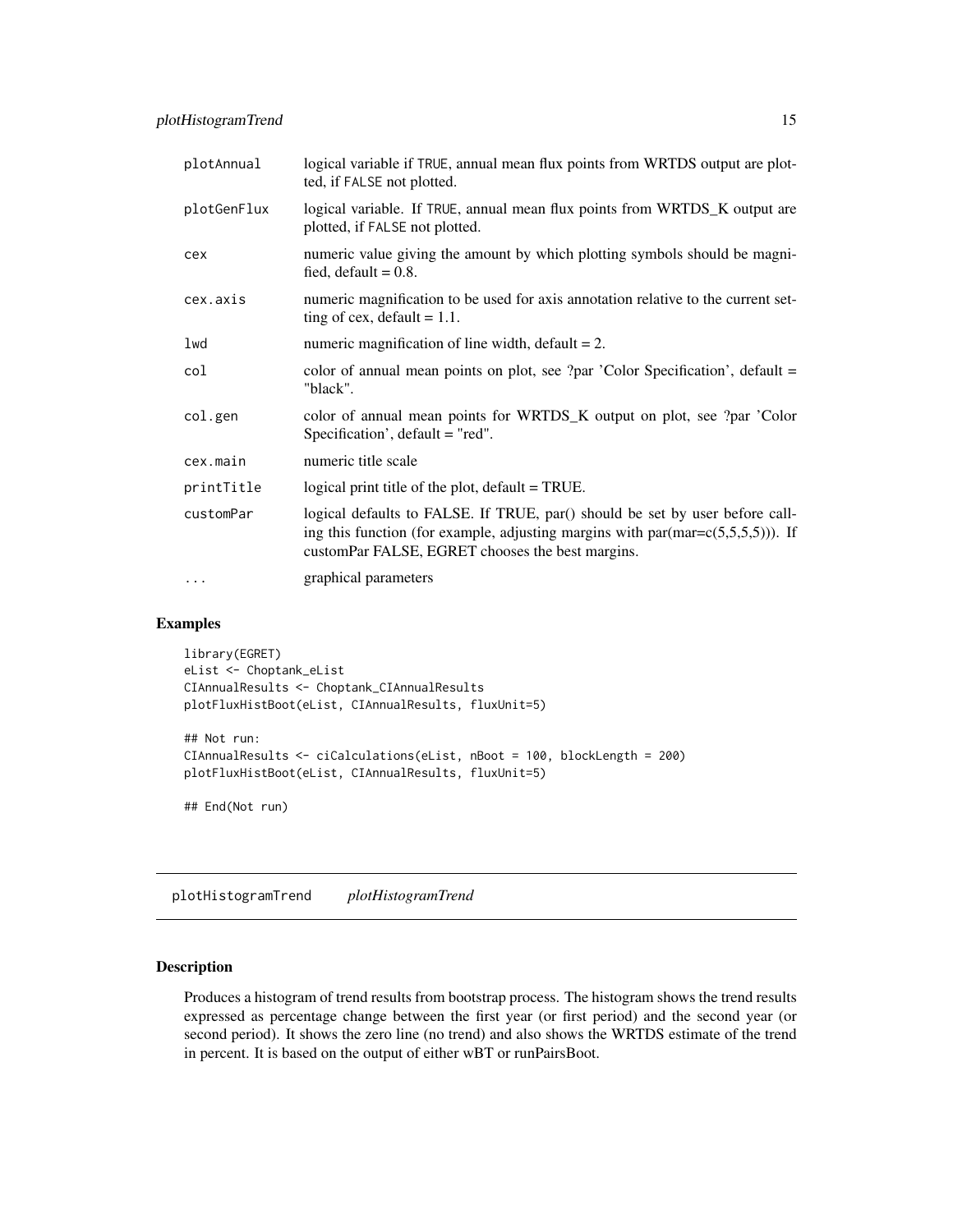| | |
|---|---|
| plotAnnual | logical variable if TRUE, annual mean flux points from WRTDS output are plotted, if FALSE not plotted. |
| plotGenFlux | logical variable. If TRUE, annual mean flux points from WRTDS_K output are plotted, if FALSE not plotted. |
| cex | numeric value giving the amount by which plotting symbols should be magnified, default = 0.8. |
| cex.axis | numeric magnification to be used for axis annotation relative to the current setting of cex, default = 1.1. |
| lwd | numeric magnification of line width, default = 2. |
| col | color of annual mean points on plot, see ?par 'Color Specification', default = "black". |
| col.gen | color of annual mean points for WRTDS_K output on plot, see ?par 'Color Specification', default = "red". |
| cex.main | numeric title scale |
| printTitle | logical print title of the plot, default = TRUE. |
| customPar | logical defaults to FALSE. If TRUE, par() should be set by user before calling this function (for example, adjusting margins with par(mar=c(5,5,5,5))). If customPar FALSE, EGRET chooses the best margins. |
| ... | graphical parameters |

## Examples

```
library(EGRET)
eList <- Choptank_eList
CIAnnualResults <- Choptank_CIAnnualResults
plotFluxHistBoot(eList, CIAnnualResults, fluxUnit=5)

## Not run:
CIAnnualResults <- ciCalculations(eList, nBoot = 100, blockLength = 200)
plotFluxHistBoot(eList, CIAnnualResults, fluxUnit=5)

## End(Not run)
```

---

# plotHistogramTrend *plotHistogramTrend*

## Description

Produces a histogram of trend results from bootstrap process. The histogram shows the trend results expressed as percentage change between the first year (or first period) and the second year (or second period). It shows the zero line (no trend) and also shows the WRTDS estimate of the trend in percent. It is based on the output of either wBT or runPairsBoot.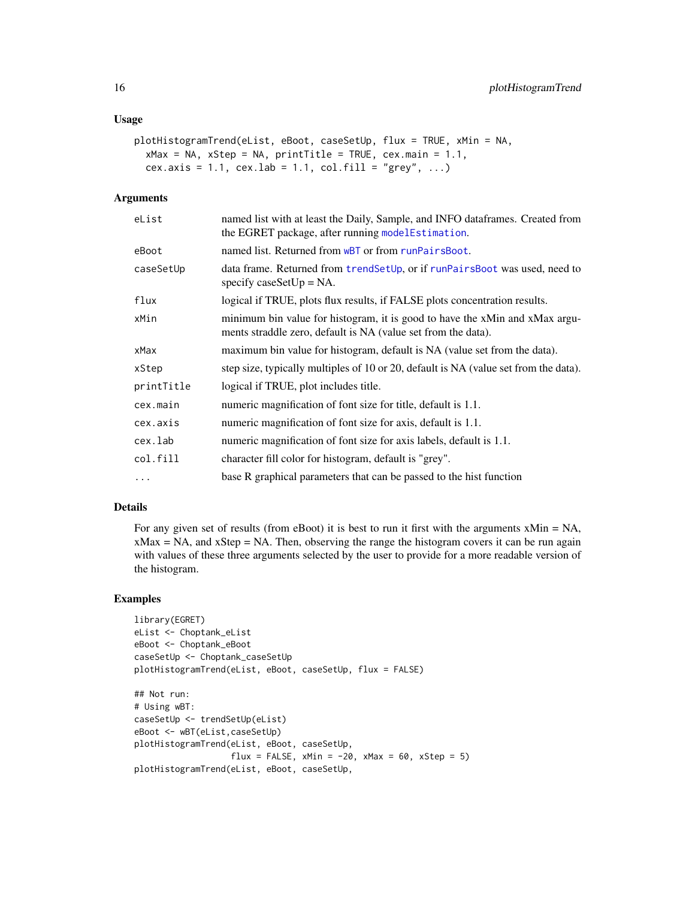### Usage

```
plotHistogramTrend(eList, eBoot, caseSetUp, flux = TRUE, xMin = NA,
  xMax = NA, xStep = NA, printTitle = TRUE, cex.main = 1.1,
  cex.axis = 1.1, cex.lab = 1.1, col.fill = "grey", ...)
```

### Arguments

| | |
|---|---|
| eList | named list with at least the Daily, Sample, and INFO dataframes. Created from the EGRET package, after running modelEstimation. |
| eBoot | named list. Returned from wBT or from runPairsBoot. |
| caseSetUp | data frame. Returned from trendSetUp, or if runPairsBoot was used, need to specify caseSetUp = NA. |
| flux | logical if TRUE, plots flux results, if FALSE plots concentration results. |
| xMin | minimum bin value for histogram, it is good to have the xMin and xMax arguments straddle zero, default is NA (value set from the data). |
| xMax | maximum bin value for histogram, default is NA (value set from the data). |
| xStep | step size, typically multiples of 10 or 20, default is NA (value set from the data). |
| printTitle | logical if TRUE, plot includes title. |
| cex.main | numeric magnification of font size for title, default is 1.1. |
| cex.axis | numeric magnification of font size for axis, default is 1.1. |
| cex.lab | numeric magnification of font size for axis labels, default is 1.1. |
| col.fill | character fill color for histogram, default is "grey". |
| ... | base R graphical parameters that can be passed to the hist function |

### Details

For any given set of results (from eBoot) it is best to run it first with the arguments xMin = NA, xMax = NA, and xStep = NA. Then, observing the range the histogram covers it can be run again with values of these three arguments selected by the user to provide for a more readable version of the histogram.

### Examples

```
library(EGRET)
eList <- Choptank_eList
eBoot <- Choptank_eBoot
caseSetUp <- Choptank_caseSetUp
plotHistogramTrend(eList, eBoot, caseSetUp, flux = FALSE)

## Not run:
# Using wBT:
caseSetUp <- trendSetUp(eList)
eBoot <- wBT(eList,caseSetUp)
plotHistogramTrend(eList, eBoot, caseSetUp,
                   flux = FALSE, xMin = -20, xMax = 60, xStep = 5)
plotHistogramTrend(eList, eBoot, caseSetUp,
```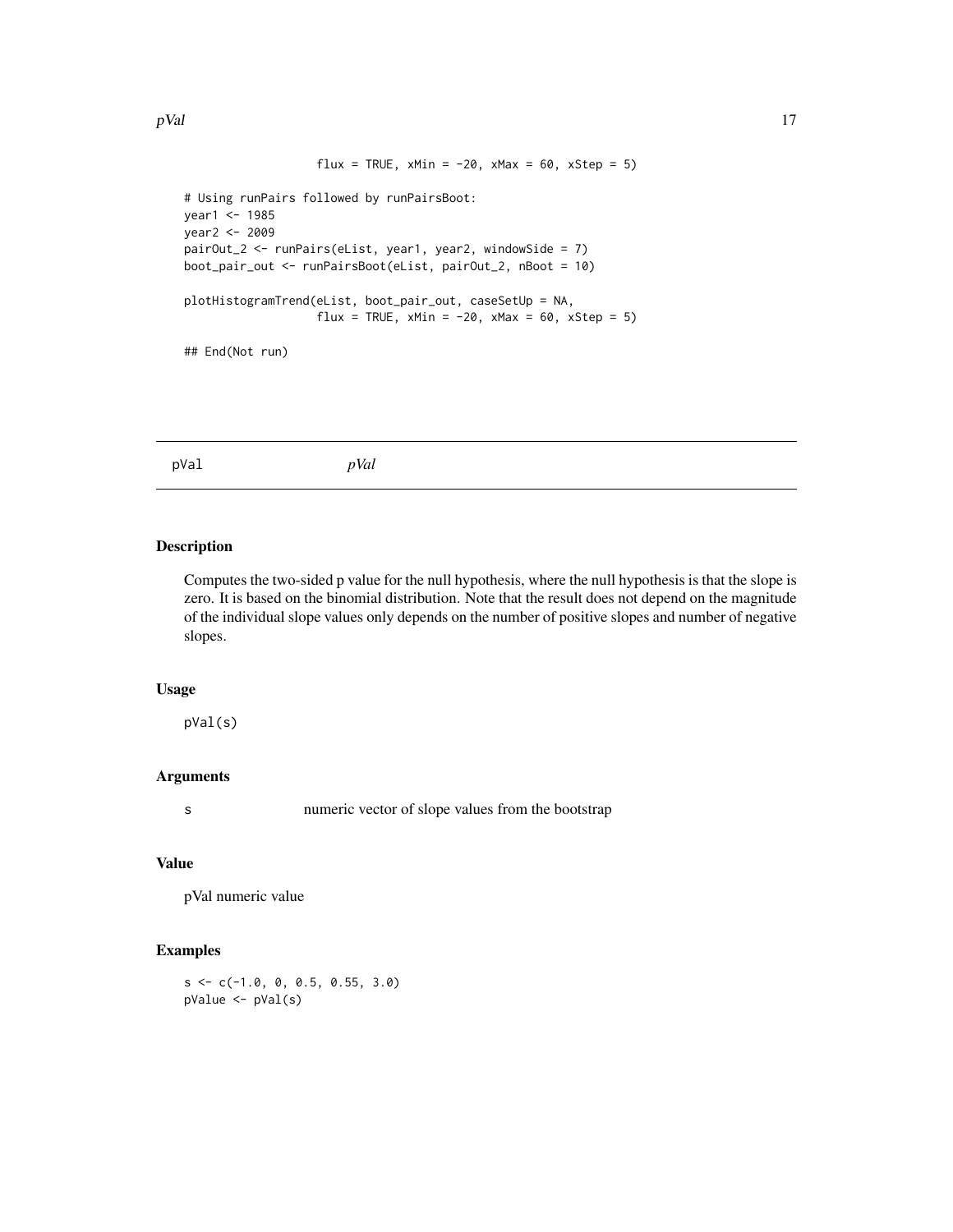```
                    flux = TRUE, xMin = -20, xMax = 60, xStep = 5)

# Using runPairs followed by runPairsBoot:
year1 <- 1985
year2 <- 2009
pairOut_2 <- runPairs(eList, year1, year2, windowSide = 7)
boot_pair_out <- runPairsBoot(eList, pairOut_2, nBoot = 10)

plotHistogramTrend(eList, boot_pair_out, caseSetUp = NA,
                    flux = TRUE, xMin = -20, xMax = 60, xStep = 5)

## End(Not run)
```

---

## pVal *pVal*

---

### Description

Computes the two-sided p value for the null hypothesis, where the null hypothesis is that the slope is zero. It is based on the binomial distribution. Note that the result does not depend on the magnitude of the individual slope values only depends on the number of positive slopes and number of negative slopes.

### Usage

```
pVal(s)
```

### Arguments

| | |
|---|---|
| s | numeric vector of slope values from the bootstrap |

### Value

pVal numeric value

### Examples

```
s <- c(-1.0, 0, 0.5, 0.55, 3.0)
pValue <- pVal(s)
```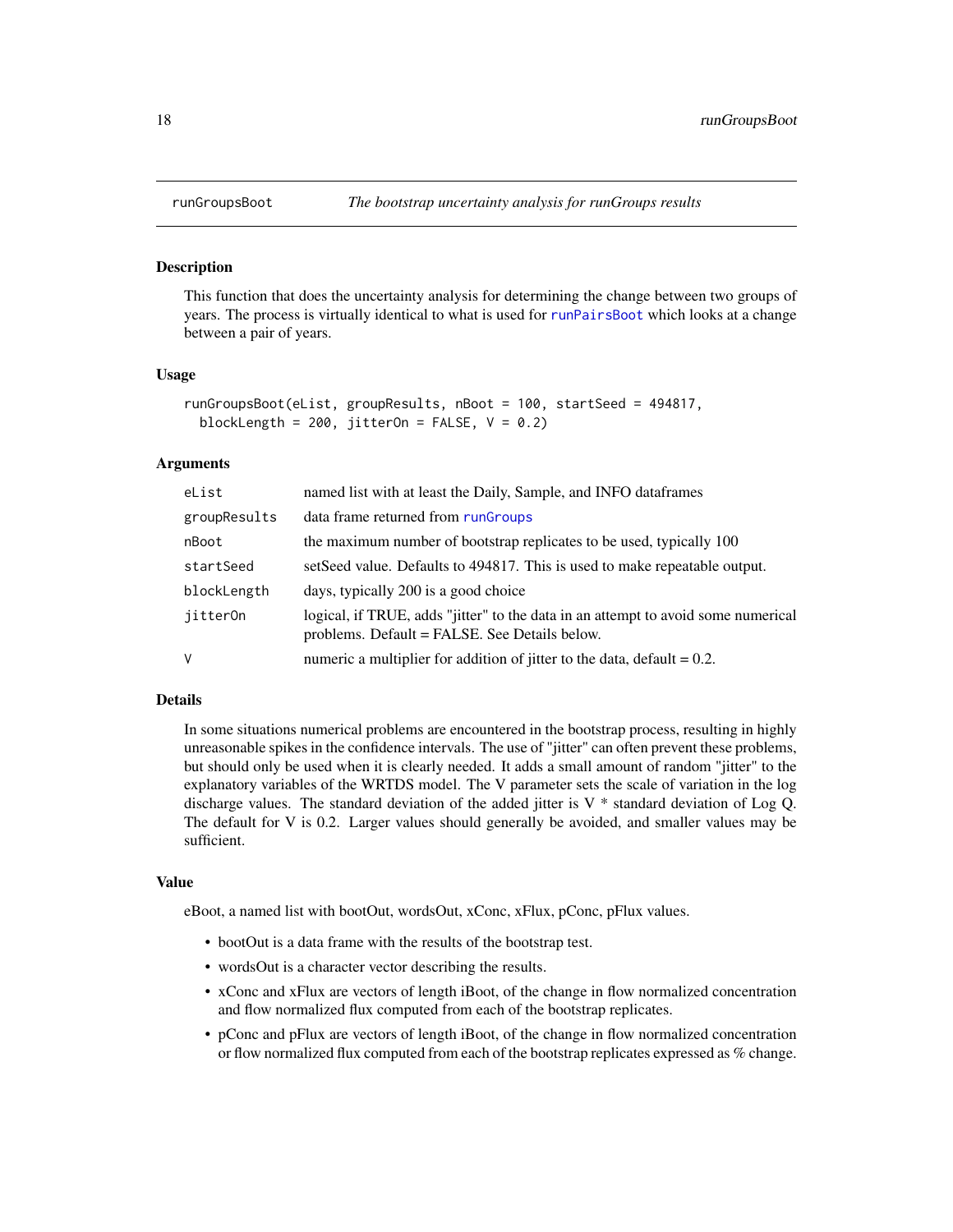## runGroupsBoot *The bootstrap uncertainty analysis for runGroups results*

### Description

This function that does the uncertainty analysis for determining the change between two groups of years. The process is virtually identical to what is used for runPairsBoot which looks at a change between a pair of years.

### Usage

```
runGroupsBoot(eList, groupResults, nBoot = 100, startSeed = 494817,
  blockLength = 200, jitterOn = FALSE, V = 0.2)
```

### Arguments

| | |
|---|---|
| eList | named list with at least the Daily, Sample, and INFO dataframes |
| groupResults | data frame returned from runGroups |
| nBoot | the maximum number of bootstrap replicates to be used, typically 100 |
| startSeed | setSeed value. Defaults to 494817. This is used to make repeatable output. |
| blockLength | days, typically 200 is a good choice |
| jitterOn | logical, if TRUE, adds "jitter" to the data in an attempt to avoid some numerical problems. Default = FALSE. See Details below. |
| V | numeric a multiplier for addition of jitter to the data, default = 0.2. |

### Details

In some situations numerical problems are encountered in the bootstrap process, resulting in highly unreasonable spikes in the confidence intervals. The use of "jitter" can often prevent these problems, but should only be used when it is clearly needed. It adds a small amount of random "jitter" to the explanatory variables of the WRTDS model. The V parameter sets the scale of variation in the log discharge values. The standard deviation of the added jitter is V * standard deviation of Log Q. The default for V is 0.2. Larger values should generally be avoided, and smaller values may be sufficient.

### Value

eBoot, a named list with bootOut, wordsOut, xConc, xFlux, pConc, pFlux values.

- bootOut is a data frame with the results of the bootstrap test.
- wordsOut is a character vector describing the results.
- xConc and xFlux are vectors of length iBoot, of the change in flow normalized concentration and flow normalized flux computed from each of the bootstrap replicates.
- pConc and pFlux are vectors of length iBoot, of the change in flow normalized concentration or flow normalized flux computed from each of the bootstrap replicates expressed as % change.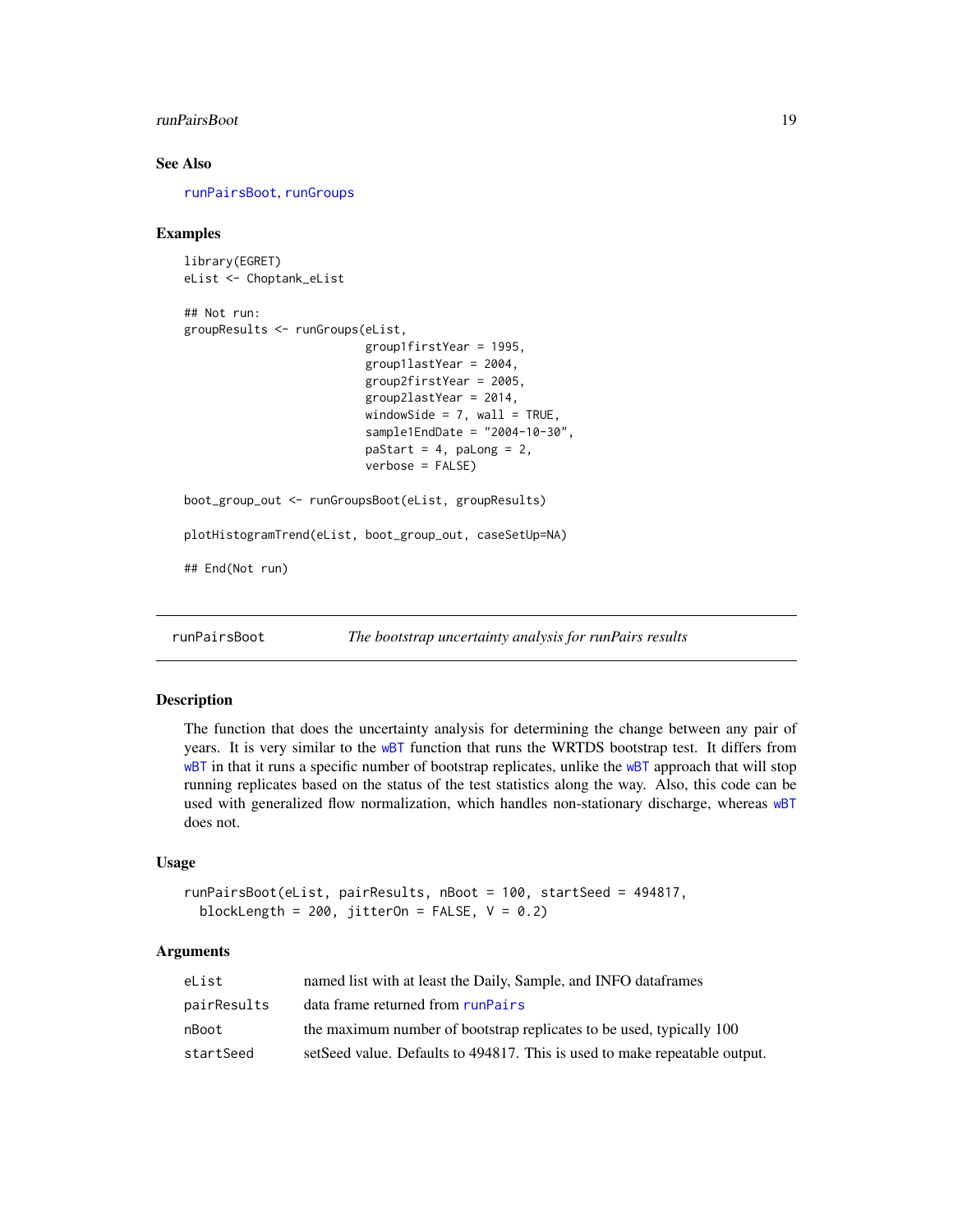## See Also

runPairsBoot, runGroups

## Examples

```
library(EGRET)
eList <- Choptank_eList

## Not run:
groupResults <- runGroups(eList,
                          group1firstYear = 1995,
                          group1lastYear = 2004,
                          group2firstYear = 2005,
                          group2lastYear = 2014,
                          windowSide = 7, wall = TRUE,
                          sample1EndDate = "2004-10-30",
                          paStart = 4, paLong = 2,
                          verbose = FALSE)

boot_group_out <- runGroupsBoot(eList, groupResults)

plotHistogramTrend(eList, boot_group_out, caseSetUp=NA)

## End(Not run)
```

---

runPairsBoot    *The bootstrap uncertainty analysis for runPairs results*

---

## Description

The function that does the uncertainty analysis for determining the change between any pair of years. It is very similar to the wBT function that runs the WRTDS bootstrap test. It differs from wBT in that it runs a specific number of bootstrap replicates, unlike the wBT approach that will stop running replicates based on the status of the test statistics along the way. Also, this code can be used with generalized flow normalization, which handles non-stationary discharge, whereas wBT does not.

## Usage

```
runPairsBoot(eList, pairResults, nBoot = 100, startSeed = 494817,
  blockLength = 200, jitterOn = FALSE, V = 0.2)
```

## Arguments

| | |
|---|---|
| eList | named list with at least the Daily, Sample, and INFO dataframes |
| pairResults | data frame returned from runPairs |
| nBoot | the maximum number of bootstrap replicates to be used, typically 100 |
| startSeed | setSeed value. Defaults to 494817. This is used to make repeatable output. |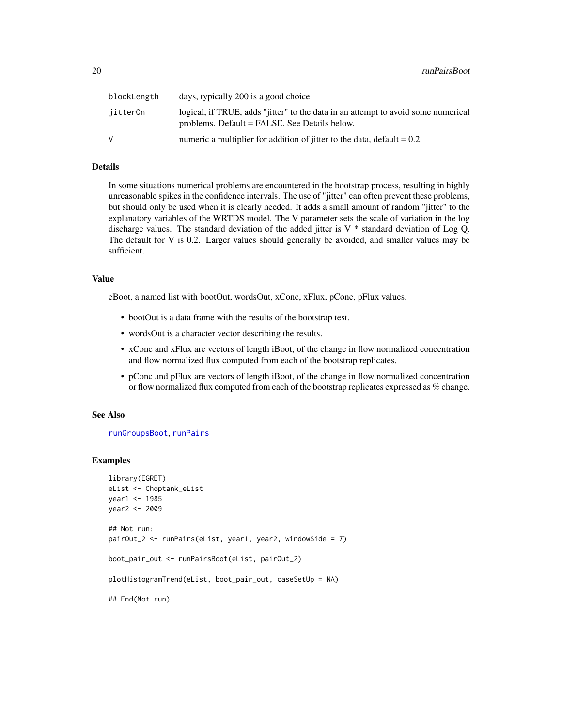| | |
|---|---|
| blockLength | days, typically 200 is a good choice |
| jitterOn | logical, if TRUE, adds "jitter" to the data in an attempt to avoid some numerical problems. Default = FALSE. See Details below. |
| V | numeric a multiplier for addition of jitter to the data, default = 0.2. |

### Details

In some situations numerical problems are encountered in the bootstrap process, resulting in highly unreasonable spikes in the confidence intervals. The use of "jitter" can often prevent these problems, but should only be used when it is clearly needed. It adds a small amount of random "jitter" to the explanatory variables of the WRTDS model. The V parameter sets the scale of variation in the log discharge values. The standard deviation of the added jitter is V * standard deviation of Log Q. The default for V is 0.2. Larger values should generally be avoided, and smaller values may be sufficient.

### Value

eBoot, a named list with bootOut, wordsOut, xConc, xFlux, pConc, pFlux values.

- bootOut is a data frame with the results of the bootstrap test.
- wordsOut is a character vector describing the results.
- xConc and xFlux are vectors of length iBoot, of the change in flow normalized concentration and flow normalized flux computed from each of the bootstrap replicates.
- pConc and pFlux are vectors of length iBoot, of the change in flow normalized concentration or flow normalized flux computed from each of the bootstrap replicates expressed as % change.

### See Also

runGroupsBoot, runPairs

### Examples

```
library(EGRET)
eList <- Choptank_eList
year1 <- 1985
year2 <- 2009

## Not run:
pairOut_2 <- runPairs(eList, year1, year2, windowSide = 7)

boot_pair_out <- runPairsBoot(eList, pairOut_2)

plotHistogramTrend(eList, boot_pair_out, caseSetUp = NA)

## End(Not run)
```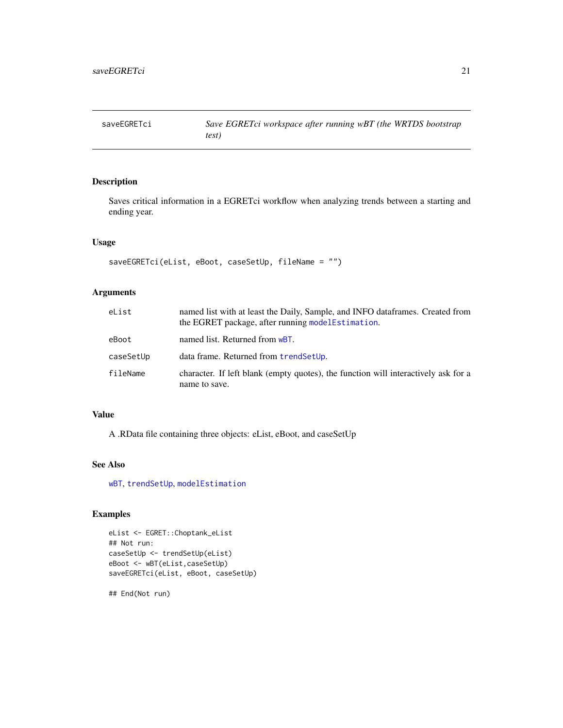## saveEGRETci — *Save EGRETci workspace after running wBT (the WRTDS bootstrap test)*

### Description

Saves critical information in a EGRETci workflow when analyzing trends between a starting and ending year.

### Usage

```
saveEGRETci(eList, eBoot, caseSetUp, fileName = "")
```

### Arguments

| | |
|---|---|
| eList | named list with at least the Daily, Sample, and INFO dataframes. Created from the EGRET package, after running modelEstimation. |
| eBoot | named list. Returned from wBT. |
| caseSetUp | data frame. Returned from trendSetUp. |
| fileName | character. If left blank (empty quotes), the function will interactively ask for a name to save. |

### Value

A .RData file containing three objects: eList, eBoot, and caseSetUp

### See Also

wBT, trendSetUp, modelEstimation

### Examples

```
eList <- EGRET::Choptank_eList
## Not run:
caseSetUp <- trendSetUp(eList)
eBoot <- wBT(eList,caseSetUp)
saveEGRETci(eList, eBoot, caseSetUp)

## End(Not run)
```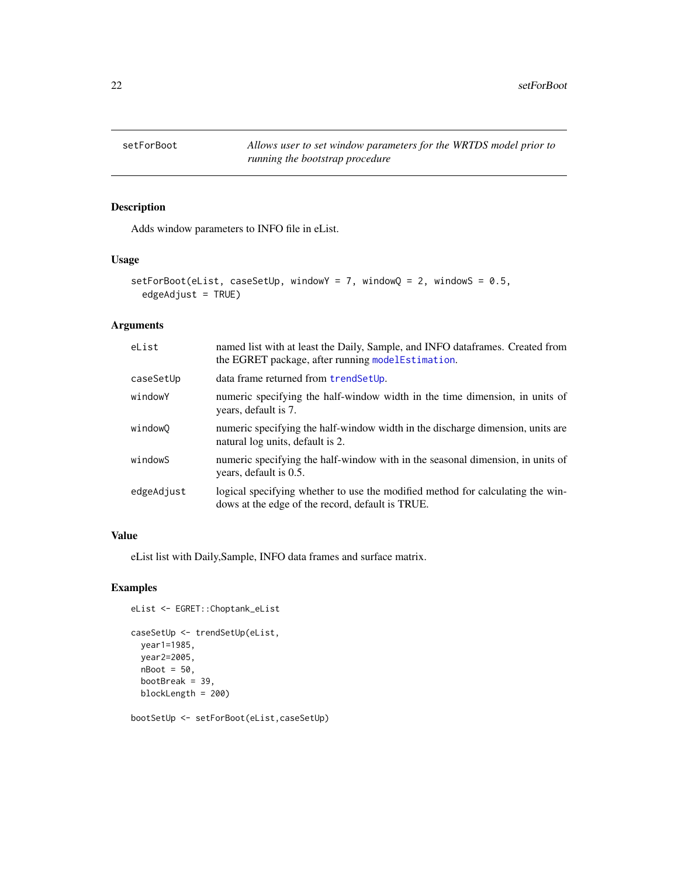## setForBoot — *Allows user to set window parameters for the WRTDS model prior to running the bootstrap procedure*

### Description

Adds window parameters to INFO file in eList.

### Usage

```
setForBoot(eList, caseSetUp, windowY = 7, windowQ = 2, windowS = 0.5,
  edgeAdjust = TRUE)
```

### Arguments

| | |
|---|---|
| `eList` | named list with at least the Daily, Sample, and INFO dataframes. Created from the EGRET package, after running `modelEstimation`. |
| `caseSetUp` | data frame returned from `trendSetUp`. |
| `windowY` | numeric specifying the half-window width in the time dimension, in units of years, default is 7. |
| `windowQ` | numeric specifying the half-window width in the discharge dimension, units are natural log units, default is 2. |
| `windowS` | numeric specifying the half-window with in the seasonal dimension, in units of years, default is 0.5. |
| `edgeAdjust` | logical specifying whether to use the modified method for calculating the windows at the edge of the record, default is TRUE. |

### Value

eList list with Daily,Sample, INFO data frames and surface matrix.

### Examples

```
eList <- EGRET::Choptank_eList

caseSetUp <- trendSetUp(eList,
  year1=1985,
  year2=2005,
  nBoot = 50,
  bootBreak = 39,
  blockLength = 200)

bootSetUp <- setForBoot(eList,caseSetUp)
```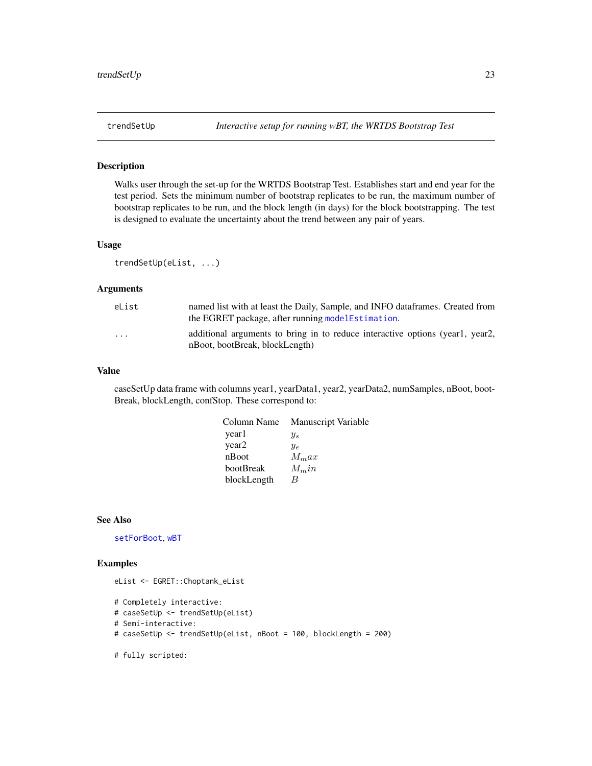## trendSetUp — *Interactive setup for running wBT, the WRTDS Bootstrap Test*

### Description

Walks user through the set-up for the WRTDS Bootstrap Test. Establishes start and end year for the test period. Sets the minimum number of bootstrap replicates to be run, the maximum number of bootstrap replicates to be run, and the block length (in days) for the block bootstrapping. The test is designed to evaluate the uncertainty about the trend between any pair of years.

### Usage

```
trendSetUp(eList, ...)
```

### Arguments

| | |
|---|---|
| eList | named list with at least the Daily, Sample, and INFO dataframes. Created from the EGRET package, after running modelEstimation. |
| ... | additional arguments to bring in to reduce interactive options (year1, year2, nBoot, bootBreak, blockLength) |

### Value

caseSetUp data frame with columns year1, yearData1, year2, yearData2, numSamples, nBoot, bootBreak, blockLength, confStop. These correspond to:

| Column Name | Manuscript Variable |
|---|---|
| year1 | $y_s$ |
| year2 | $y_e$ |
| nBoot | $M_max$ |
| bootBreak | $M_min$ |
| blockLength | $B$ |

### See Also

setForBoot, wBT

### Examples

```
eList <- EGRET::Choptank_eList

# Completely interactive:
# caseSetUp <- trendSetUp(eList)
# Semi-interactive:
# caseSetUp <- trendSetUp(eList, nBoot = 100, blockLength = 200)

# fully scripted:
```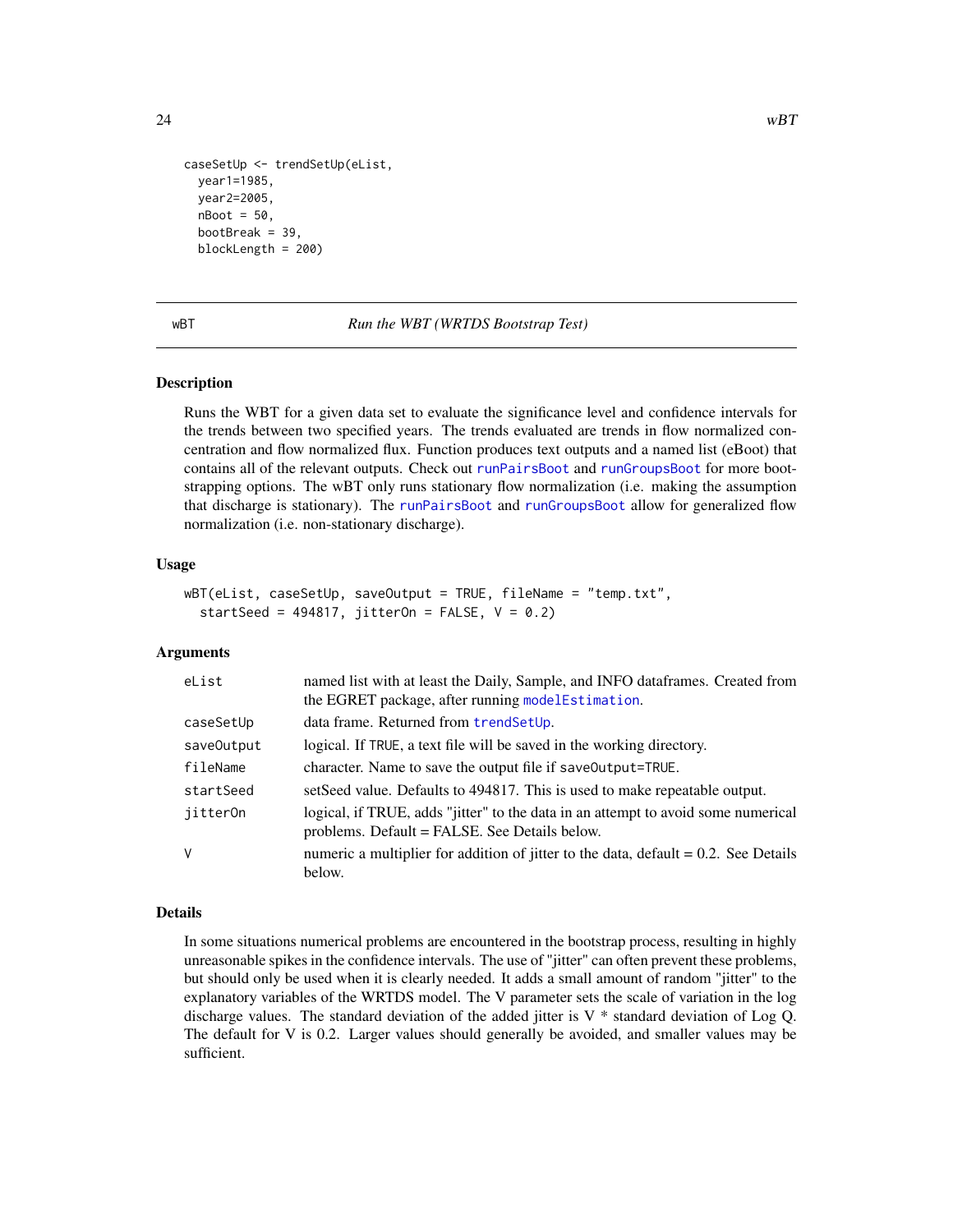```
caseSetUp <- trendSetUp(eList,
  year1=1985,
  year2=2005,
  nBoot = 50,
  bootBreak = 39,
  blockLength = 200)
```

## wBT *Run the WBT (WRTDS Bootstrap Test)*

### Description

Runs the WBT for a given data set to evaluate the significance level and confidence intervals for the trends between two specified years. The trends evaluated are trends in flow normalized concentration and flow normalized flux. Function produces text outputs and a named list (eBoot) that contains all of the relevant outputs. Check out runPairsBoot and runGroupsBoot for more bootstrapping options. The wBT only runs stationary flow normalization (i.e. making the assumption that discharge is stationary). The runPairsBoot and runGroupsBoot allow for generalized flow normalization (i.e. non-stationary discharge).

### Usage

```
wBT(eList, caseSetUp, saveOutput = TRUE, fileName = "temp.txt",
  startSeed = 494817, jitterOn = FALSE, V = 0.2)
```

### Arguments

| | |
|---|---|
| eList | named list with at least the Daily, Sample, and INFO dataframes. Created from the EGRET package, after running modelEstimation. |
| caseSetUp | data frame. Returned from trendSetUp. |
| saveOutput | logical. If TRUE, a text file will be saved in the working directory. |
| fileName | character. Name to save the output file if saveOutput=TRUE. |
| startSeed | setSeed value. Defaults to 494817. This is used to make repeatable output. |
| jitterOn | logical, if TRUE, adds "jitter" to the data in an attempt to avoid some numerical problems. Default = FALSE. See Details below. |
| V | numeric a multiplier for addition of jitter to the data, default = 0.2. See Details below. |

### Details

In some situations numerical problems are encountered in the bootstrap process, resulting in highly unreasonable spikes in the confidence intervals. The use of "jitter" can often prevent these problems, but should only be used when it is clearly needed. It adds a small amount of random "jitter" to the explanatory variables of the WRTDS model. The V parameter sets the scale of variation in the log discharge values. The standard deviation of the added jitter is V * standard deviation of Log Q. The default for V is 0.2. Larger values should generally be avoided, and smaller values may be sufficient.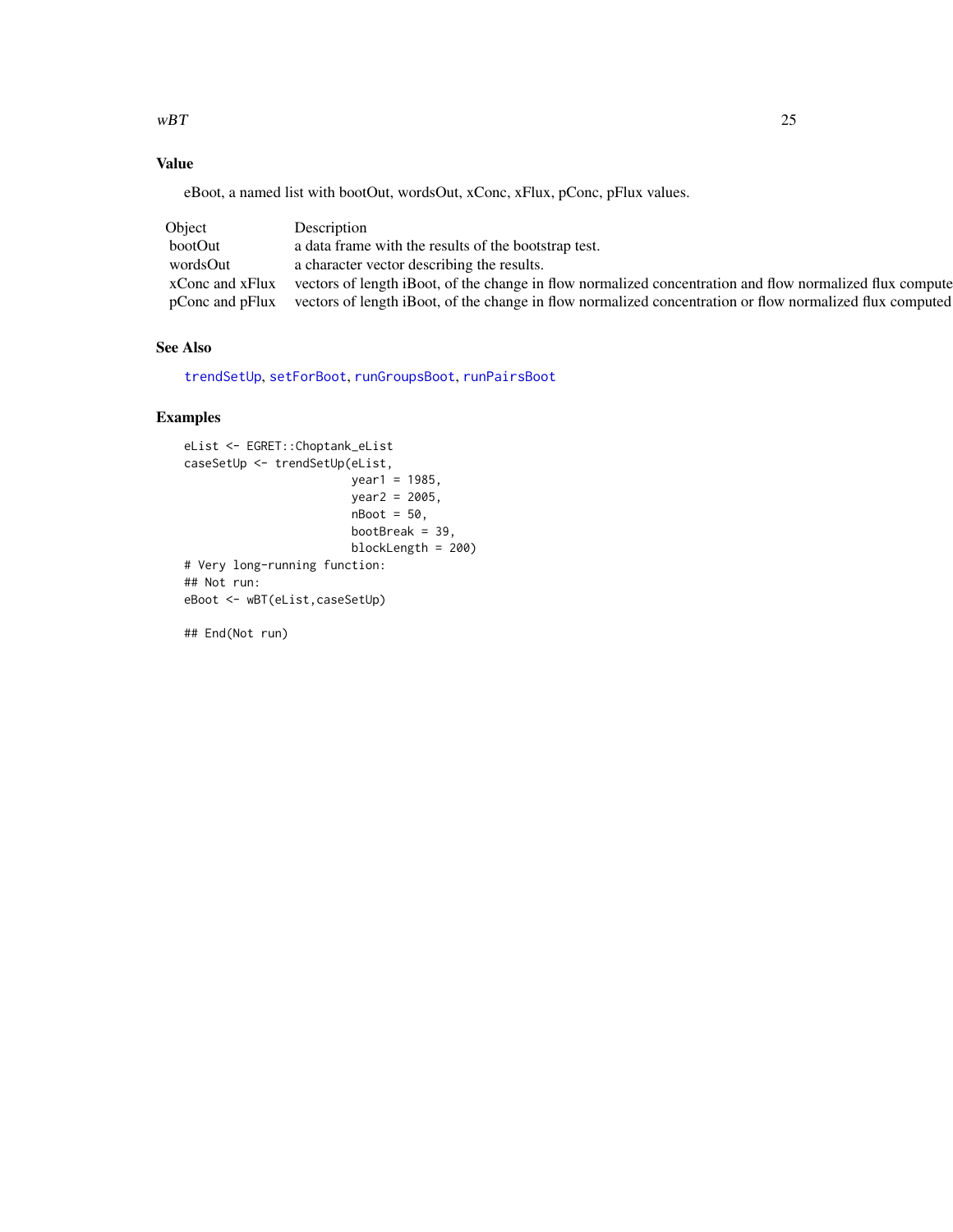## Value

eBoot, a named list with bootOut, wordsOut, xConc, xFlux, pConc, pFlux values.

| Object | Description |
|---|---|
| bootOut | a data frame with the results of the bootstrap test. |
| wordsOut | a character vector describing the results. |
| xConc and xFlux | vectors of length iBoot, of the change in flow normalized concentration and flow normalized flux compute |
| pConc and pFlux | vectors of length iBoot, of the change in flow normalized concentration or flow normalized flux computed |

## See Also

trendSetUp, setForBoot, runGroupsBoot, runPairsBoot

## Examples

```
eList <- EGRET::Choptank_eList
caseSetUp <- trendSetUp(eList,
                        year1 = 1985,
                        year2 = 2005,
                        nBoot = 50,
                        bootBreak = 39,
                        blockLength = 200)
# Very long-running function:
## Not run:
eBoot <- wBT(eList,caseSetUp)

## End(Not run)
```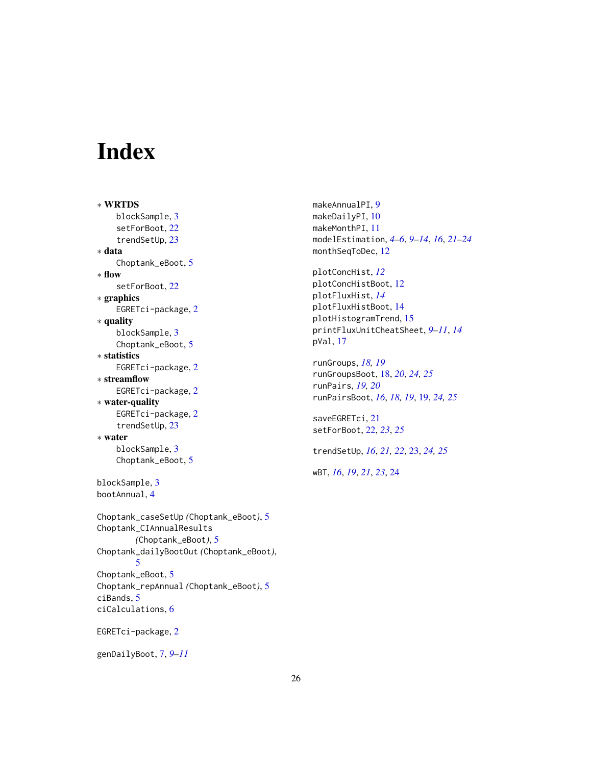# Index

∗ **WRTDS**
  blockSample, 3
  setForBoot, 22
  trendSetUp, 23

∗ **data**
  Choptank_eBoot, 5

∗ **flow**
  setForBoot, 22

∗ **graphics**
  EGRETci-package, 2

∗ **quality**
  blockSample, 3
  Choptank_eBoot, 5

∗ **statistics**
  EGRETci-package, 2

∗ **streamflow**
  EGRETci-package, 2

∗ **water-quality**
  EGRETci-package, 2
  trendSetUp, 23

∗ **water**
  blockSample, 3
  Choptank_eBoot, 5

blockSample, 3
bootAnnual, 4

Choptank_caseSetUp *(*Choptank_eBoot*)*, 5
Choptank_CIAnnualResults *(*Choptank_eBoot*)*, 5
Choptank_dailyBootOut *(*Choptank_eBoot*)*, 5
Choptank_eBoot, 5
Choptank_repAnnual *(*Choptank_eBoot*)*, 5
ciBands, 5
ciCalculations, 6

EGRETci-package, 2

genDailyBoot, 7, *9–11*

makeAnnualPI, 9
makeDailyPI, 10
makeMonthPI, 11
modelEstimation, *4–6*, *9–14*, *16*, *21–24*
monthSeqToDec, 12

plotConcHist, *12*
plotConcHistBoot, 12
plotFluxHist, *14*
plotFluxHistBoot, 14
plotHistogramTrend, 15
printFluxUnitCheatSheet, *9–11*, *14*
pVal, 17

runGroups, *18, 19*
runGroupsBoot, 18, *20*, *24, 25*
runPairs, *19, 20*
runPairsBoot, *16*, *18, 19*, 19, *24, 25*

saveEGRETci, 21
setForBoot, 22, *23*, *25*

trendSetUp, *16*, *21*, *22*, 23, *24, 25*

wBT, *16*, *19*, *21*, *23*, 24